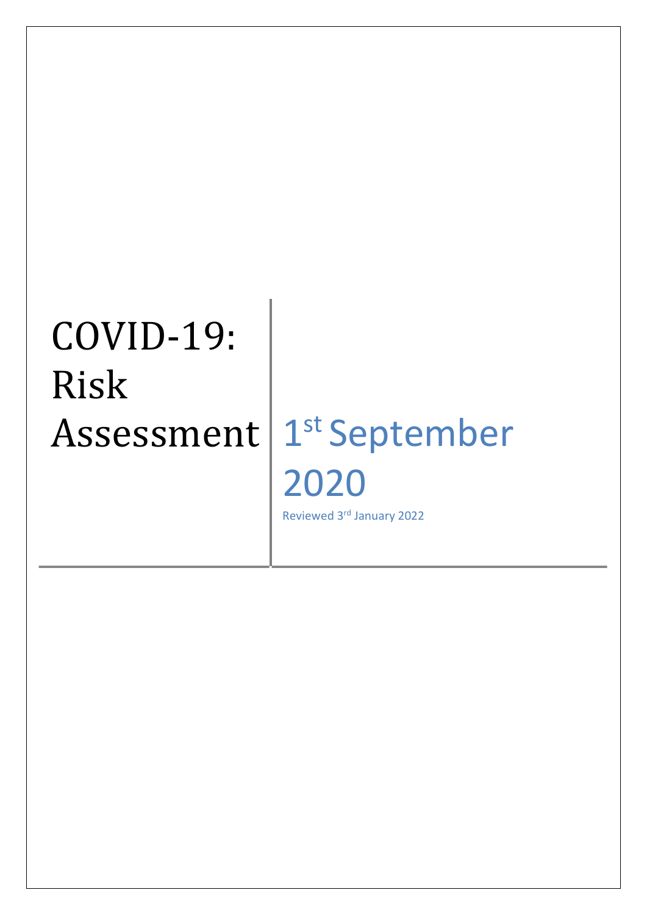# COVID-19: Risk Assessment

1st September 2020

Reviewed 3rd January 2022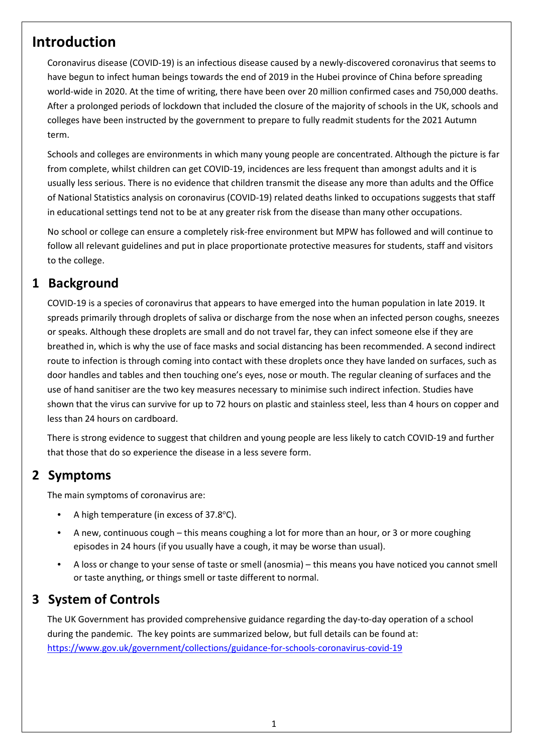# Introduction

Coronavirus disease (COVID-19) is an infectious disease caused by a newly-discovered coronavirus that seems to have begun to infect human beings towards the end of 2019 in the Hubei province of China before spreading world-wide in 2020. At the time of writing, there have been over 20 million confirmed cases and 750,000 deaths. After a prolonged periods of lockdown that included the closure of the majority of schools in the UK, schools and colleges have been instructed by the government to prepare to fully readmit students for the 2021 Autumn term.

Schools and colleges are environments in which many young people are concentrated. Although the picture is far from complete, whilst children can get COVID-19, incidences are less frequent than amongst adults and it is usually less serious. There is no evidence that children transmit the disease any more than adults and the Office of National Statistics analysis on coronavirus (COVID-19) related deaths linked to occupations suggests that staff in educational settings tend not to be at any greater risk from the disease than many other occupations.

No school or college can ensure a completely risk-free environment but MPW has followed and will continue to follow all relevant guidelines and put in place proportionate protective measures for students, staff and visitors to the college.

## 1 Background

COVID-19 is a species of coronavirus that appears to have emerged into the human population in late 2019. It spreads primarily through droplets of saliva or discharge from the nose when an infected person coughs, sneezes or speaks. Although these droplets are small and do not travel far, they can infect someone else if they are breathed in, which is why the use of face masks and social distancing has been recommended. A second indirect route to infection is through coming into contact with these droplets once they have landed on surfaces, such as door handles and tables and then touching one's eyes, nose or mouth. The regular cleaning of surfaces and the use of hand sanitiser are the two key measures necessary to minimise such indirect infection. Studies have shown that the virus can survive for up to 72 hours on plastic and stainless steel, less than 4 hours on copper and less than 24 hours on cardboard.

There is strong evidence to suggest that children and young people are less likely to catch COVID-19 and further that those that do so experience the disease in a less severe form.

## 2 Symptoms

The main symptoms of coronavirus are:

- A high temperature (in excess of 37.8°C).
- A new, continuous cough – this means coughing a lot for more than an hour, or 3 or more coughing episodes in 24 hours (if you usually have a cough, it may be worse than usual).
- A loss or change to your sense of taste or smell (anosmia) – this means you have noticed you cannot smell or taste anything, or things smell or taste different to normal.

## 3 System of Controls

The UK Government has provided comprehensive guidance regarding the day-to-day operation of a school during the pandemic. The key points are summarized below, but full details can be found at: https://www.gov.uk/government/collections/guidance-for-schools-coronavirus-covid-19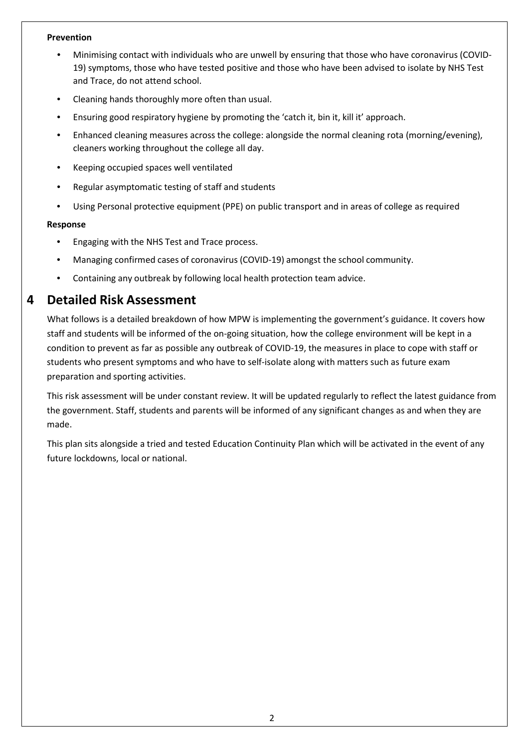**Prevention**

- Minimising contact with individuals who are unwell by ensuring that those who have coronavirus (COVID-19) symptoms, those who have tested positive and those who have been advised to isolate by NHS Test and Trace, do not attend school.
- Cleaning hands thoroughly more often than usual.
- Ensuring good respiratory hygiene by promoting the 'catch it, bin it, kill it' approach.
- Enhanced cleaning measures across the college: alongside the normal cleaning rota (morning/evening), cleaners working throughout the college all day.
- Keeping occupied spaces well ventilated
- Regular asymptomatic testing of staff and students
- Using Personal protective equipment (PPE) on public transport and in areas of college as required

**Response**

- Engaging with the NHS Test and Trace process.
- Managing confirmed cases of coronavirus (COVID-19) amongst the school community.
- Containing any outbreak by following local health protection team advice.

# 4 Detailed Risk Assessment

What follows is a detailed breakdown of how MPW is implementing the government's guidance. It covers how staff and students will be informed of the on-going situation, how the college environment will be kept in a condition to prevent as far as possible any outbreak of COVID-19, the measures in place to cope with staff or students who present symptoms and who have to self-isolate along with matters such as future exam preparation and sporting activities.

This risk assessment will be under constant review. It will be updated regularly to reflect the latest guidance from the government. Staff, students and parents will be informed of any significant changes as and when they are made.

This plan sits alongside a tried and tested Education Continuity Plan which will be activated in the event of any future lockdowns, local or national.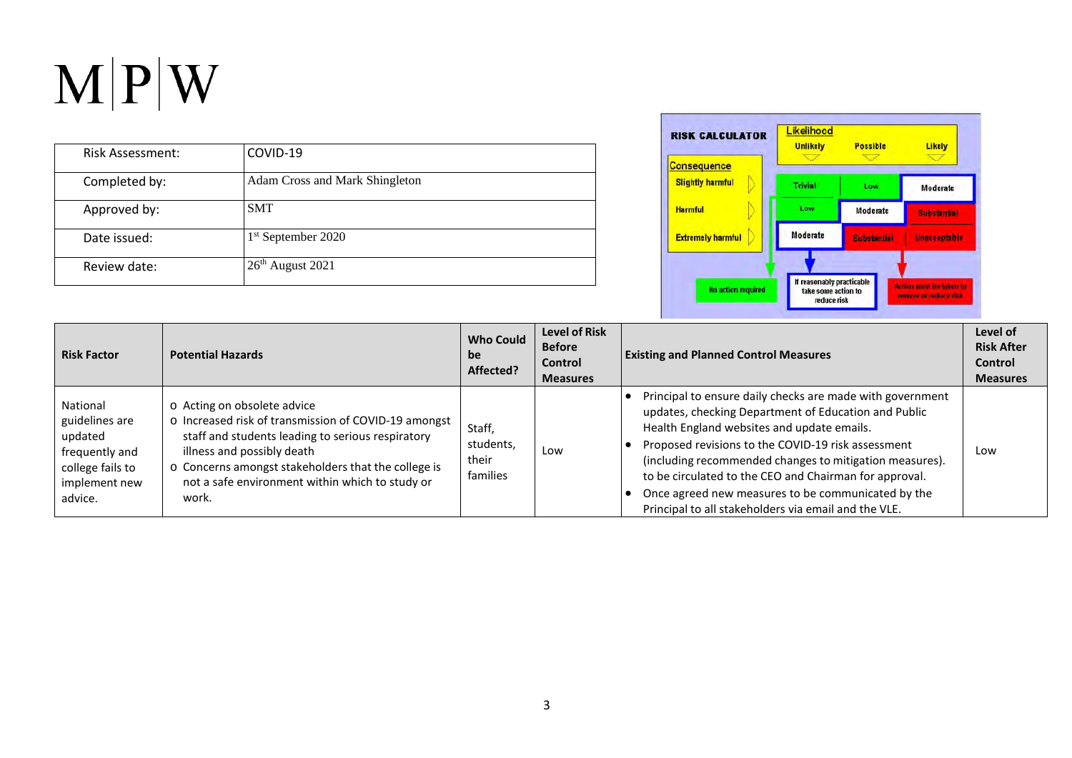M|P|W

| Risk Assessment: | COVID-19 |
|---|---|
| Completed by: | Adam Cross and Mark Shingleton |
| Approved by: | SMT |
| Date issued: | 1st September 2020 |
| Review date: | 26th August 2021 |

| RISK CALCULATOR | Likelihood: Unlikely | Possible | Likely |
|---|---|---|---|
| **Consequence** | | | |
| Slightly harmful | Trivial | Low | Moderate |
| Harmful | Low | Moderate | Substantial |
| Extremely harmful | Moderate | Substantial | Unacceptable |

No action required — If reasonably practicable take some action to reduce risk — Action must be taken to remove or reduce risk

| Risk Factor | Potential Hazards | Who Could be Affected? | Level of Risk Before Control Measures | Existing and Planned Control Measures | Level of Risk After Control Measures |
|---|---|---|---|---|---|
| National guidelines are updated frequently and college fails to implement new advice. | o Acting on obsolete advice<br>o Increased risk of transmission of COVID-19 amongst staff and students leading to serious respiratory illness and possibly death<br>o Concerns amongst stakeholders that the college is not a safe environment within which to study or work. | Staff, students, their families | Low | • Principal to ensure daily checks are made with government updates, checking Department of Education and Public Health England websites and update emails.<br>• Proposed revisions to the COVID-19 risk assessment (including recommended changes to mitigation measures). to be circulated to the CEO and Chairman for approval.<br>• Once agreed new measures to be communicated by the Principal to all stakeholders via email and the VLE. | Low |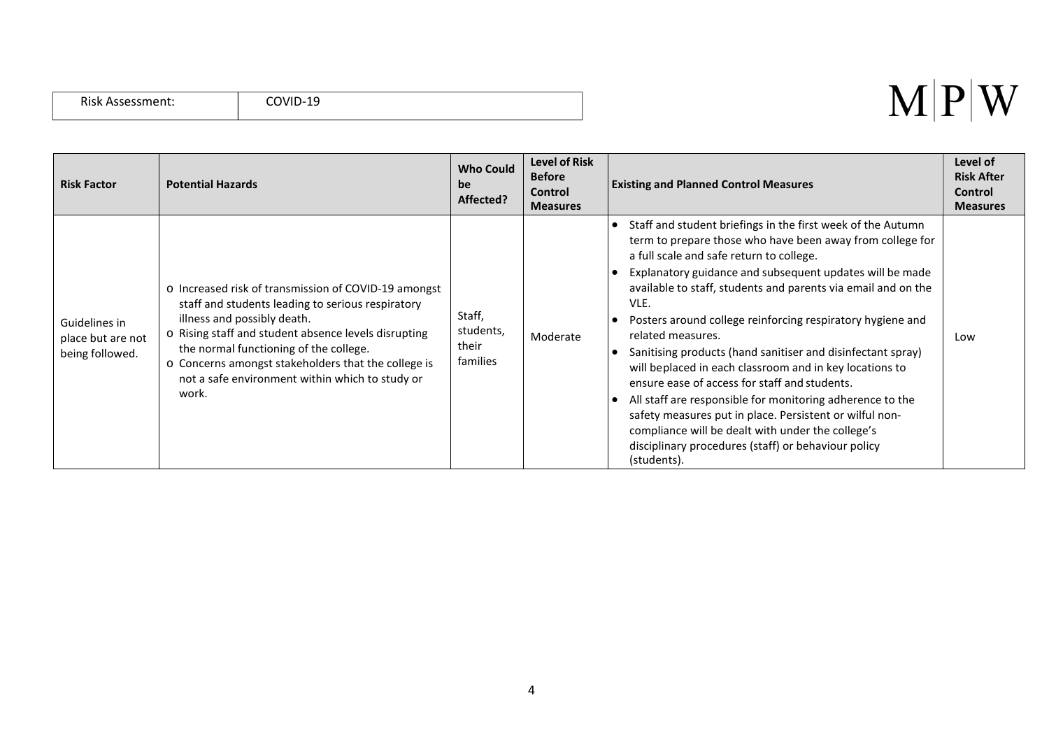| Risk Assessment: | COVID-19 |
|---|---|

M|P|W

| Risk Factor | Potential Hazards | Who Could be Affected? | Level of Risk Before Control Measures | Existing and Planned Control Measures | Level of Risk After Control Measures |
|---|---|---|---|---|---|
| Guidelines in place but are not being followed. | o Increased risk of transmission of COVID-19 amongst staff and students leading to serious respiratory illness and possibly death.<br>o Rising staff and student absence levels disrupting the normal functioning of the college.<br>o Concerns amongst stakeholders that the college is not a safe environment within which to study or work. | Staff, students, their families | Moderate | • Staff and student briefings in the first week of the Autumn term to prepare those who have been away from college for a full scale and safe return to college.<br>• Explanatory guidance and subsequent updates will be made available to staff, students and parents via email and on the VLE.<br>• Posters around college reinforcing respiratory hygiene and related measures.<br>• Sanitising products (hand sanitiser and disinfectant spray) will beplaced in each classroom and in key locations to ensure ease of access for staff and students.<br>• All staff are responsible for monitoring adherence to the safety measures put in place. Persistent or wilful non-compliance will be dealt with under the college's disciplinary procedures (staff) or behaviour policy (students). | Low |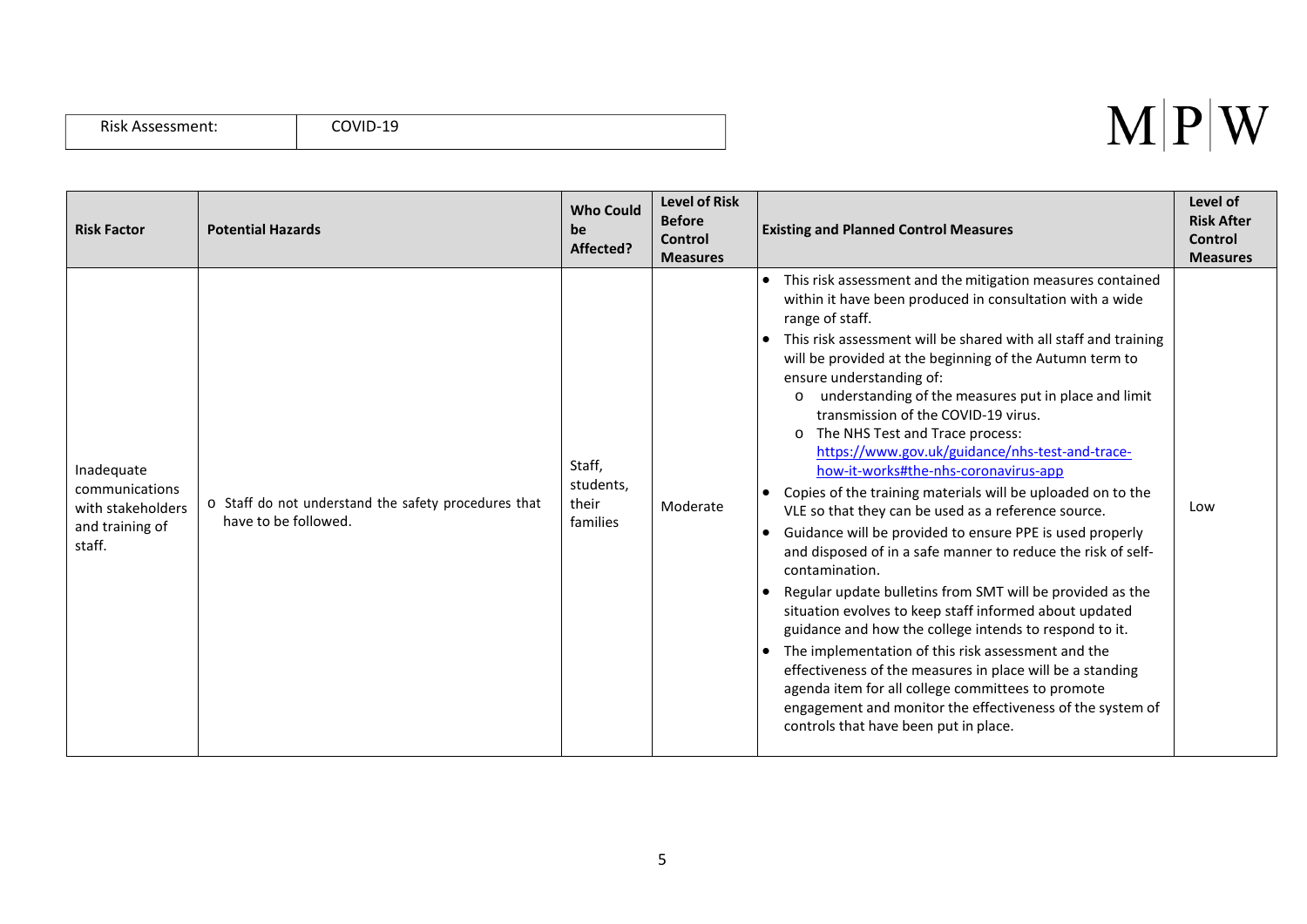| Risk Assessment: | COVID-19 |
|---|---|

M|P|W

| Risk Factor | Potential Hazards | Who Could be Affected? | Level of Risk Before Control Measures | Existing and Planned Control Measures | Level of Risk After Control Measures |
|---|---|---|---|---|---|
| Inadequate communications with stakeholders and training of staff. | o Staff do not understand the safety procedures that have to be followed. | Staff, students, their families | Moderate | • This risk assessment and the mitigation measures contained within it have been produced in consultation with a wide range of staff.<br>• This risk assessment will be shared with all staff and training will be provided at the beginning of the Autumn term to ensure understanding of:<br>o understanding of the measures put in place and limit transmission of the COVID-19 virus.<br>o The NHS Test and Trace process: [https://www.gov.uk/guidance/nhs-test-and-trace-how-it-works#the-nhs-coronavirus-app](https://www.gov.uk/guidance/nhs-test-and-trace-how-it-works#the-nhs-coronavirus-app)<br>• Copies of the training materials will be uploaded on to the VLE so that they can be used as a reference source.<br>• Guidance will be provided to ensure PPE is used properly and disposed of in a safe manner to reduce the risk of self-contamination.<br>• Regular update bulletins from SMT will be provided as the situation evolves to keep staff informed about updated guidance and how the college intends to respond to it.<br>• The implementation of this risk assessment and the effectiveness of the measures in place will be a standing agenda item for all college committees to promote engagement and monitor the effectiveness of the system of controls that have been put in place. | Low |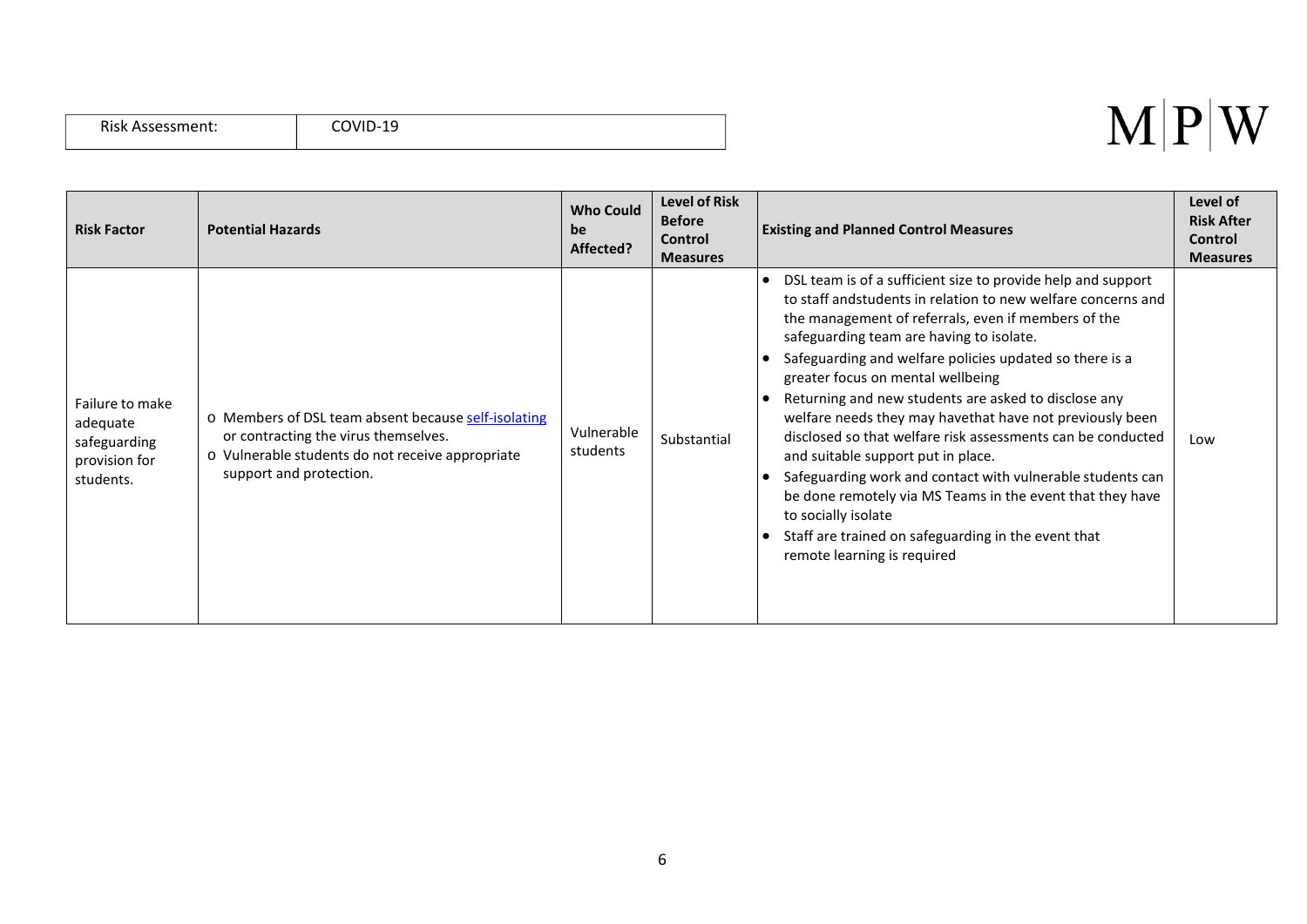| Risk Assessment: | COVID-19 |
|---|---|

M|P|W

| Risk Factor | Potential Hazards | Who Could be Affected? | Level of Risk Before Control Measures | Existing and Planned Control Measures | Level of Risk After Control Measures |
|---|---|---|---|---|---|
| Failure to make adequate safeguarding provision for students. | o Members of DSL team absent because self-isolating or contracting the virus themselves.<br>o Vulnerable students do not receive appropriate support and protection. | Vulnerable students | Substantial | • DSL team is of a sufficient size to provide help and support to staff andstudents in relation to new welfare concerns and the management of referrals, even if members of the safeguarding team are having to isolate.<br>• Safeguarding and welfare policies updated so there is a greater focus on mental wellbeing<br>• Returning and new students are asked to disclose any welfare needs they may havethat have not previously been disclosed so that welfare risk assessments can be conducted and suitable support put in place.<br>• Safeguarding work and contact with vulnerable students can be done remotely via MS Teams in the event that they have to socially isolate<br>• Staff are trained on safeguarding in the event that remote learning is required | Low |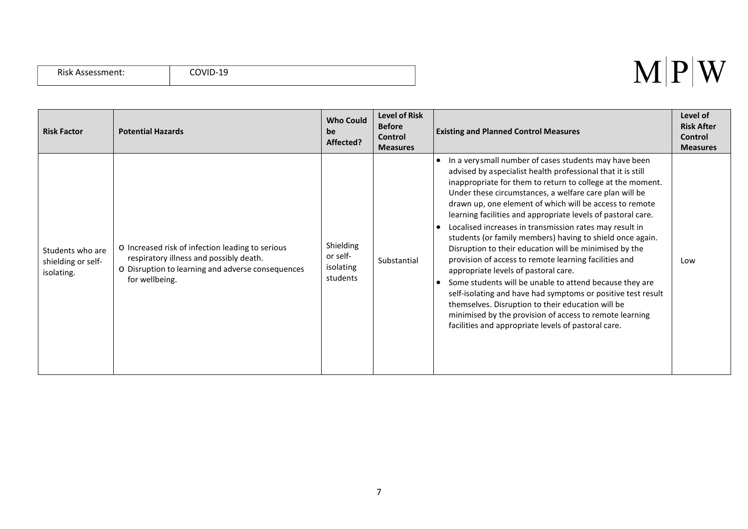| Risk Assessment: | COVID-19 |
|---|---|

| Risk Factor | Potential Hazards | Who Could be Affected? | Level of Risk Before Control Measures | Existing and Planned Control Measures | Level of Risk After Control Measures |
|---|---|---|---|---|---|
| Students who are shielding or self-isolating. | o Increased risk of infection leading to serious respiratory illness and possibly death.<br>o Disruption to learning and adverse consequences for wellbeing. | Shielding or self-isolating students | Substantial | • In a very small number of cases students may have been advised by a specialist health professional that it is still inappropriate for them to return to college at the moment. Under these circumstances, a welfare care plan will be drawn up, one element of which will be access to remote learning facilities and appropriate levels of pastoral care.<br>• Localised increases in transmission rates may result in students (or family members) having to shield once again. Disruption to their education will be minimised by the provision of access to remote learning facilities and appropriate levels of pastoral care.<br>• Some students will be unable to attend because they are self-isolating and have had symptoms or positive test result themselves. Disruption to their education will be minimised by the provision of access to remote learning facilities and appropriate levels of pastoral care. | Low |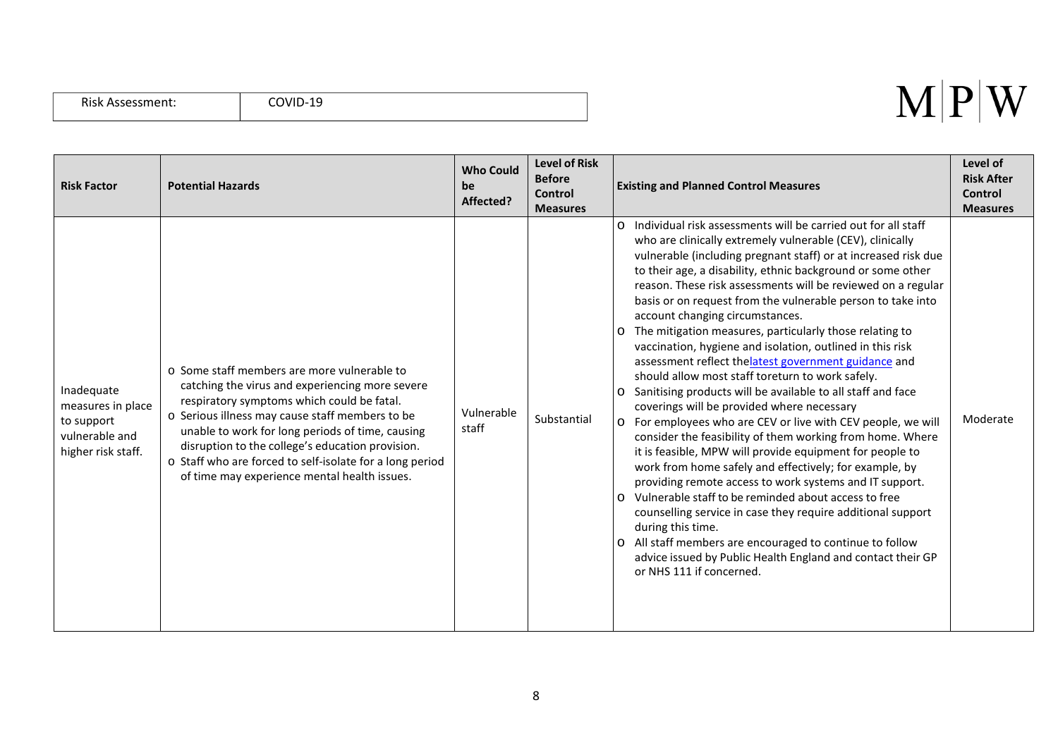| Risk Assessment: | COVID-19 |
|---|---|

| Risk Factor | Potential Hazards | Who Could be Affected? | Level of Risk Before Control Measures | Existing and Planned Control Measures | Level of Risk After Control Measures |
|---|---|---|---|---|---|
| Inadequate measures in place to support vulnerable and higher risk staff. | o Some staff members are more vulnerable to catching the virus and experiencing more severe respiratory symptoms which could be fatal.<br>o Serious illness may cause staff members to be unable to work for long periods of time, causing disruption to the college's education provision.<br>o Staff who are forced to self-isolate for a long period of time may experience mental health issues. | Vulnerable staff | Substantial | o Individual risk assessments will be carried out for all staff who are clinically extremely vulnerable (CEV), clinically vulnerable (including pregnant staff) or at increased risk due to their age, a disability, ethnic background or some other reason. These risk assessments will be reviewed on a regular basis or on request from the vulnerable person to take into account changing circumstances.<br>o The mitigation measures, particularly those relating to vaccination, hygiene and isolation, outlined in this risk assessment reflect thelatest government guidance and should allow most staff toreturn to work safely.<br>o Sanitising products will be available to all staff and face coverings will be provided where necessary<br>o For employees who are CEV or live with CEV people, we will consider the feasibility of them working from home. Where it is feasible, MPW will provide equipment for people to work from home safely and effectively; for example, by providing remote access to work systems and IT support.<br>o Vulnerable staff to be reminded about access to free counselling service in case they require additional support during this time.<br>o All staff members are encouraged to continue to follow advice issued by Public Health England and contact their GP or NHS 111 if concerned. | Moderate |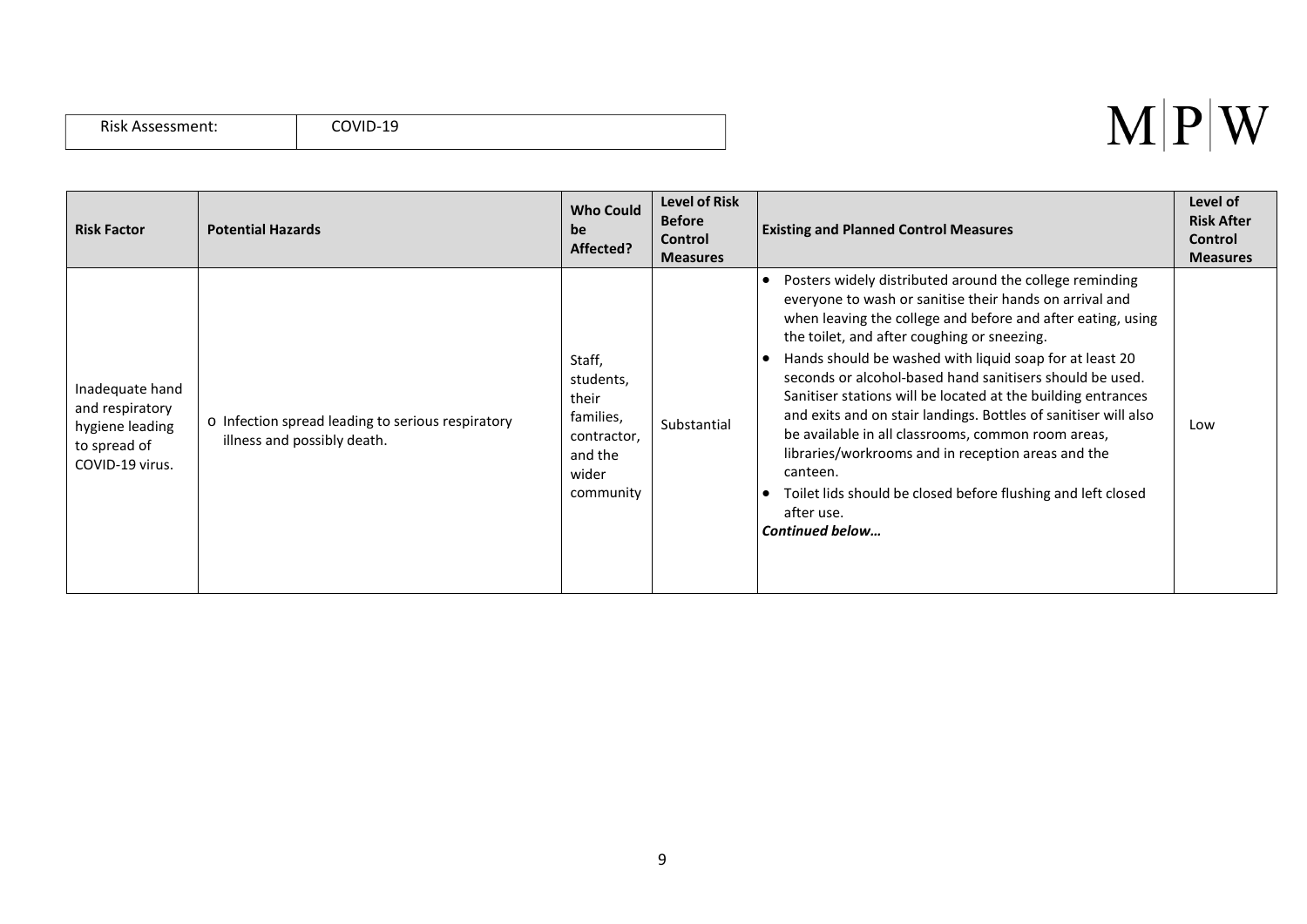| Risk Assessment: | COVID-19 |
|---|---|

M|P|W

| Risk Factor | Potential Hazards | Who Could be Affected? | Level of Risk Before Control Measures | Existing and Planned Control Measures | Level of Risk After Control Measures |
|---|---|---|---|---|---|
| Inadequate hand and respiratory hygiene leading to spread of COVID-19 virus. | o Infection spread leading to serious respiratory illness and possibly death. | Staff, students, their families, contractor, and the wider community | Substantial | • Posters widely distributed around the college reminding everyone to wash or sanitise their hands on arrival and when leaving the college and before and after eating, using the toilet, and after coughing or sneezing.<br>• Hands should be washed with liquid soap for at least 20 seconds or alcohol-based hand sanitisers should be used. Sanitiser stations will be located at the building entrances and exits and on stair landings. Bottles of sanitiser will also be available in all classrooms, common room areas, libraries/workrooms and in reception areas and the canteen.<br>• Toilet lids should be closed before flushing and left closed after use.<br>***Continued below…*** | Low |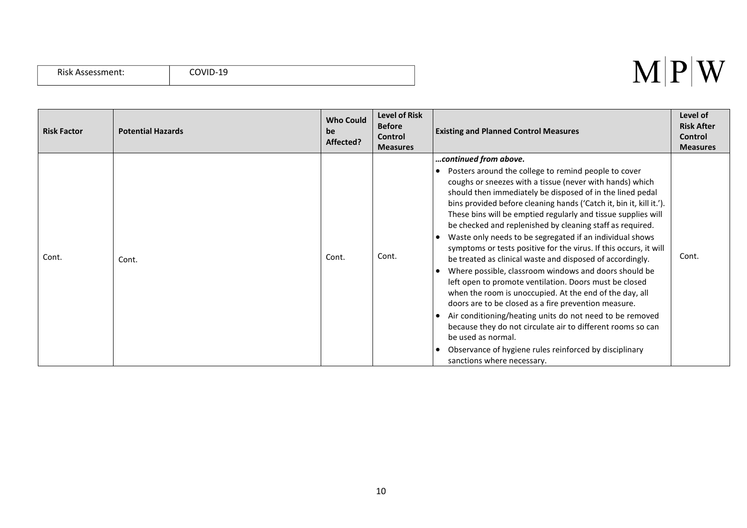| Risk Assessment: | COVID-19 |
|---|---|

| Risk Factor | Potential Hazards | Who Could be Affected? | Level of Risk Before Control Measures | Existing and Planned Control Measures | Level of Risk After Control Measures |
|---|---|---|---|---|---|
| Cont. | Cont. | Cont. | Cont. | ***…continued from above.*** <br> • Posters around the college to remind people to cover coughs or sneezes with a tissue (never with hands) which should then immediately be disposed of in the lined pedal bins provided before cleaning hands ('Catch it, bin it, kill it.'). These bins will be emptied regularly and tissue supplies will be checked and replenished by cleaning staff as required. <br> • Waste only needs to be segregated if an individual shows symptoms or tests positive for the virus. If this occurs, it will be treated as clinical waste and disposed of accordingly. <br> • Where possible, classroom windows and doors should be left open to promote ventilation. Doors must be closed when the room is unoccupied. At the end of the day, all doors are to be closed as a fire prevention measure. <br> • Air conditioning/heating units do not need to be removed because they do not circulate air to different rooms so can be used as normal. <br> • Observance of hygiene rules reinforced by disciplinary sanctions where necessary. | Cont. |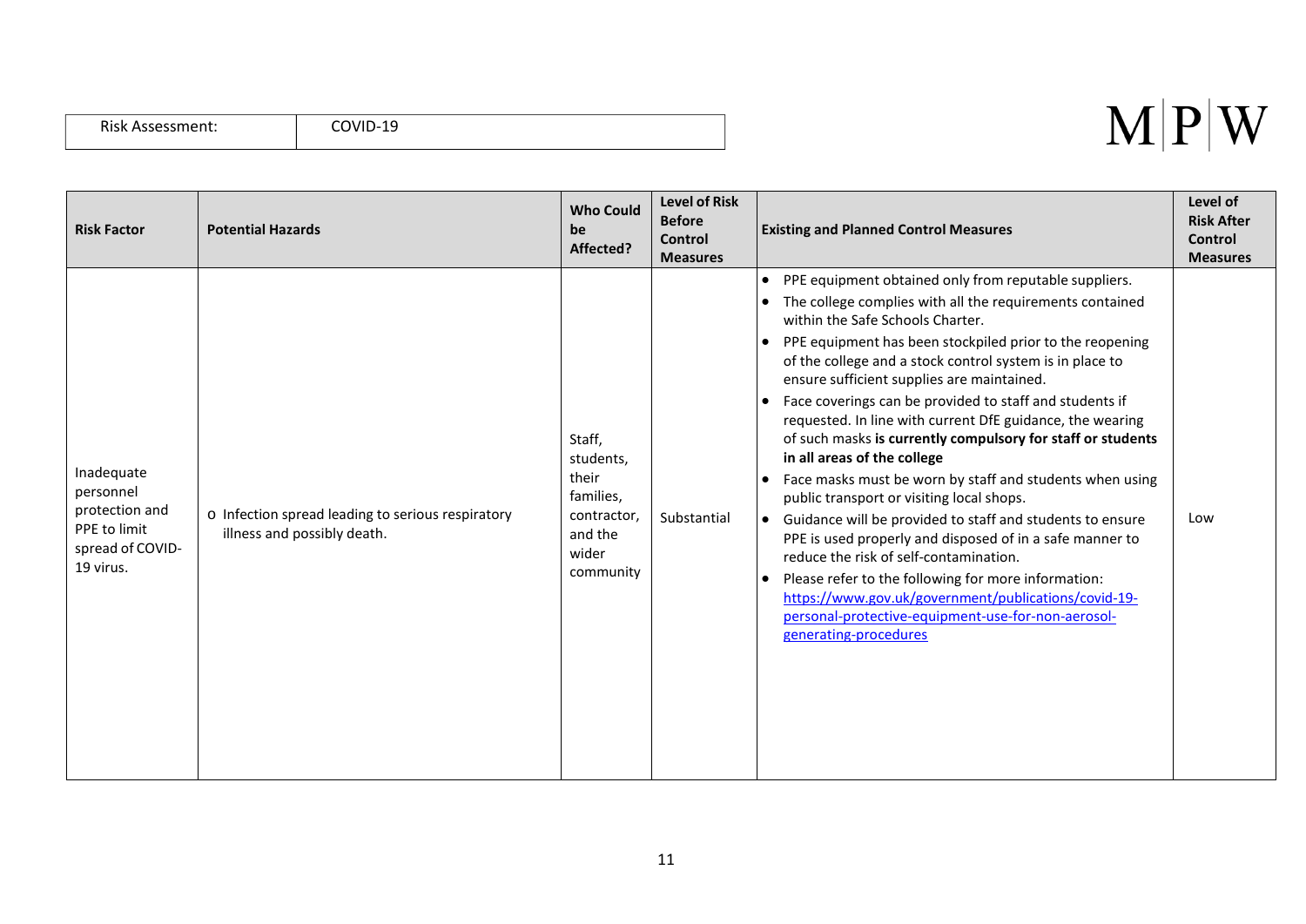| Risk Assessment: | COVID-19 |
|---|---|

| Risk Factor | Potential Hazards | Who Could be Affected? | Level of Risk Before Control Measures | Existing and Planned Control Measures | Level of Risk After Control Measures |
|---|---|---|---|---|---|
| Inadequate personnel protection and PPE to limit spread of COVID-19 virus. | o Infection spread leading to serious respiratory illness and possibly death. | Staff, students, their families, contractor, and the wider community | Substantial | • PPE equipment obtained only from reputable suppliers.<br>• The college complies with all the requirements contained within the Safe Schools Charter.<br>• PPE equipment has been stockpiled prior to the reopening of the college and a stock control system is in place to ensure sufficient supplies are maintained.<br>• Face coverings can be provided to staff and students if requested. In line with current DfE guidance, the wearing of such masks **is currently compulsory for staff or students in all areas of the college**<br>• Face masks must be worn by staff and students when using public transport or visiting local shops.<br>• Guidance will be provided to staff and students to ensure PPE is used properly and disposed of in a safe manner to reduce the risk of self-contamination.<br>• Please refer to the following for more information: [https://www.gov.uk/government/publications/covid-19-personal-protective-equipment-use-for-non-aerosol-generating-procedures](https://www.gov.uk/government/publications/covid-19-personal-protective-equipment-use-for-non-aerosol-generating-procedures) | Low |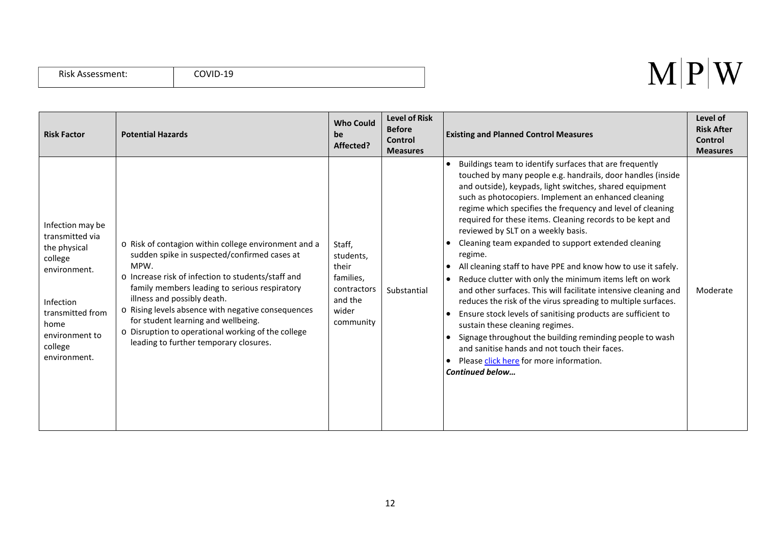| Risk Assessment: | COVID-19 |
|---|---|

M|P|W

| Risk Factor | Potential Hazards | Who Could be Affected? | Level of Risk Before Control Measures | Existing and Planned Control Measures | Level of Risk After Control Measures |
|---|---|---|---|---|---|
| Infection may be transmitted via the physical college environment.<br><br>Infection transmitted from home environment to college environment. | o Risk of contagion within college environment and a sudden spike in suspected/confirmed cases at MPW.<br>o Increase risk of infection to students/staff and family members leading to serious respiratory illness and possibly death.<br>o Rising levels absence with negative consequences for student learning and wellbeing.<br>o Disruption to operational working of the college leading to further temporary closures. | Staff, students, their families, contractors and the wider community | Substantial | • Buildings team to identify surfaces that are frequently touched by many people e.g. handrails, door handles (inside and outside), keypads, light switches, shared equipment such as photocopiers. Implement an enhanced cleaning regime which specifies the frequency and level of cleaning required for these items. Cleaning records to be kept and reviewed by SLT on a weekly basis.<br>• Cleaning team expanded to support extended cleaning regime.<br>• All cleaning staff to have PPE and know how to use it safely.<br>• Reduce clutter with only the minimum items left on work and other surfaces. This will facilitate intensive cleaning and reduces the risk of the virus spreading to multiple surfaces.<br>• Ensure stock levels of sanitising products are sufficient to sustain these cleaning regimes.<br>• Signage throughout the building reminding people to wash and sanitise hands and not touch their faces.<br>• Please click here for more information.<br>***Continued below…*** | Moderate |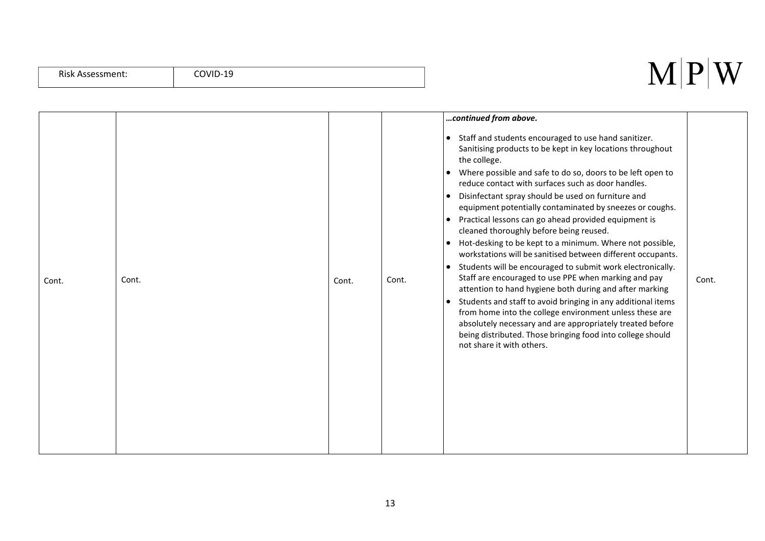| Cont. | Cont. | Cont. | Cont. | ***…continued from above.***<br><br>• Staff and students encouraged to use hand sanitizer. Sanitising products to be kept in key locations throughout the college.<br>• Where possible and safe to do so, doors to be left open to reduce contact with surfaces such as door handles.<br>• Disinfectant spray should be used on furniture and equipment potentially contaminated by sneezes or coughs.<br>• Practical lessons can go ahead provided equipment is cleaned thoroughly before being reused.<br>• Hot-desking to be kept to a minimum. Where not possible, workstations will be sanitised between different occupants.<br>• Students will be encouraged to submit work electronically. Staff are encouraged to use PPE when marking and pay attention to hand hygiene both during and after marking<br>• Students and staff to avoid bringing in any additional items from home into the college environment unless these are absolutely necessary and are appropriately treated before being distributed. Those bringing food into college should not share it with others. | Cont. |
|---|---|---|---|---|---|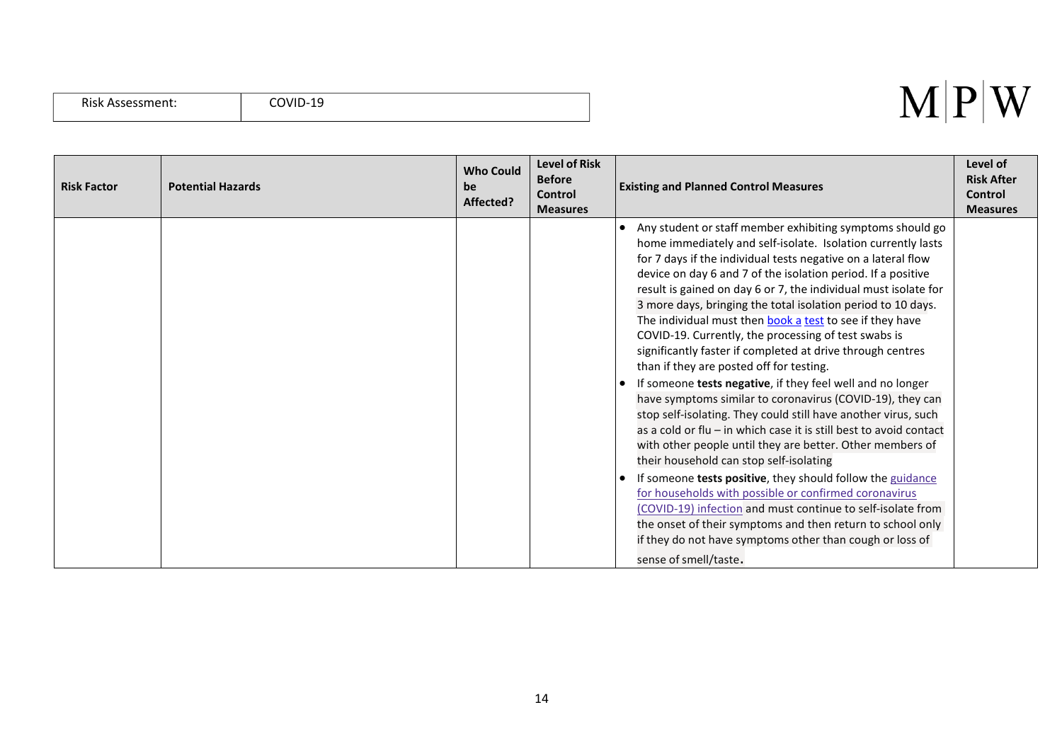| Risk Assessment: | COVID-19 |
|---|---|

| Risk Factor | Potential Hazards | Who Could be Affected? | Level of Risk Before Control Measures | Existing and Planned Control Measures | Level of Risk After Control Measures |
|---|---|---|---|---|---|
| | | | | • Any student or staff member exhibiting symptoms should go home immediately and self-isolate. Isolation currently lasts for 7 days if the individual tests negative on a lateral flow device on day 6 and 7 of the isolation period. If a positive result is gained on day 6 or 7, the individual must isolate for 3 more days, bringing the total isolation period to 10 days. The individual must then [book a](#) [test](#) to see if they have COVID-19. Currently, the processing of test swabs is significantly faster if completed at drive through centres than if they are posted off for testing.<br>• If someone **tests negative**, if they feel well and no longer have symptoms similar to coronavirus (COVID-19), they can stop self-isolating. They could still have another virus, such as a cold or flu – in which case it is still best to avoid contact with other people until they are better. Other members of their household can stop self-isolating<br>• If someone **tests positive**, they should follow the [guidance for households with possible or confirmed coronavirus (COVID-19) infection](#) and must continue to self-isolate from the onset of their symptoms and then return to school only if they do not have symptoms other than cough or loss of sense of smell/taste. | |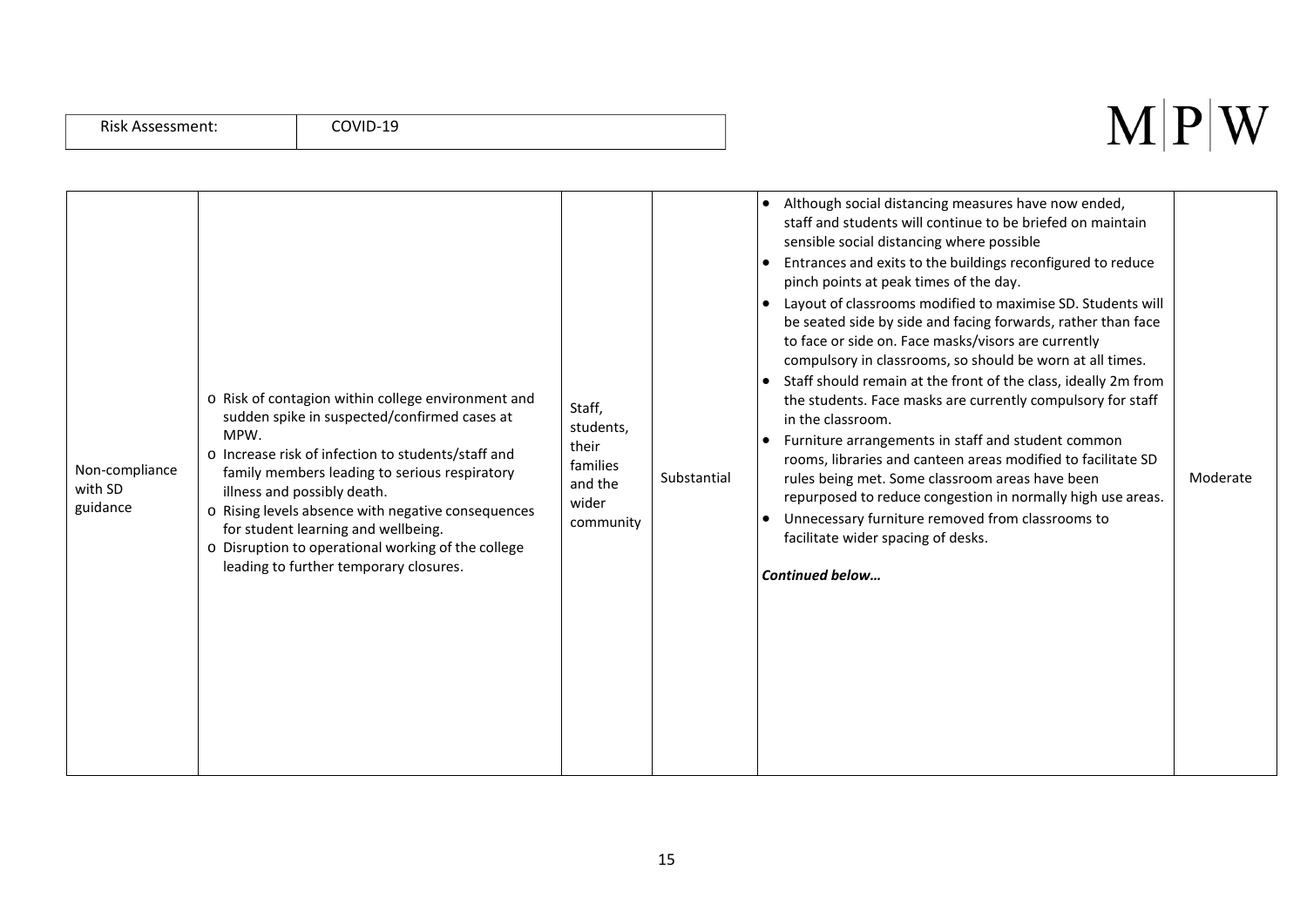| Risk Assessment: | COVID-19 |
|---|---|

| | | | | | |
|---|---|---|---|---|---|
| Non-compliance with SD guidance | o Risk of contagion within college environment and sudden spike in suspected/confirmed cases at MPW.<br>o Increase risk of infection to students/staff and family members leading to serious respiratory illness and possibly death.<br>o Rising levels absence with negative consequences for student learning and wellbeing.<br>o Disruption to operational working of the college leading to further temporary closures. | Staff, students, their families and the wider community | Substantial | • Although social distancing measures have now ended, staff and students will continue to be briefed on maintain sensible social distancing where possible<br>• Entrances and exits to the buildings reconfigured to reduce pinch points at peak times of the day.<br>• Layout of classrooms modified to maximise SD. Students will be seated side by side and facing forwards, rather than face to face or side on. Face masks/visors are currently compulsory in classrooms, so should be worn at all times.<br>• Staff should remain at the front of the class, ideally 2m from the students. Face masks are currently compulsory for staff in the classroom.<br>• Furniture arrangements in staff and student common rooms, libraries and canteen areas modified to facilitate SD rules being met. Some classroom areas have been repurposed to reduce congestion in normally high use areas.<br>• Unnecessary furniture removed from classrooms to facilitate wider spacing of desks.<br><br>***Continued below…*** | Moderate |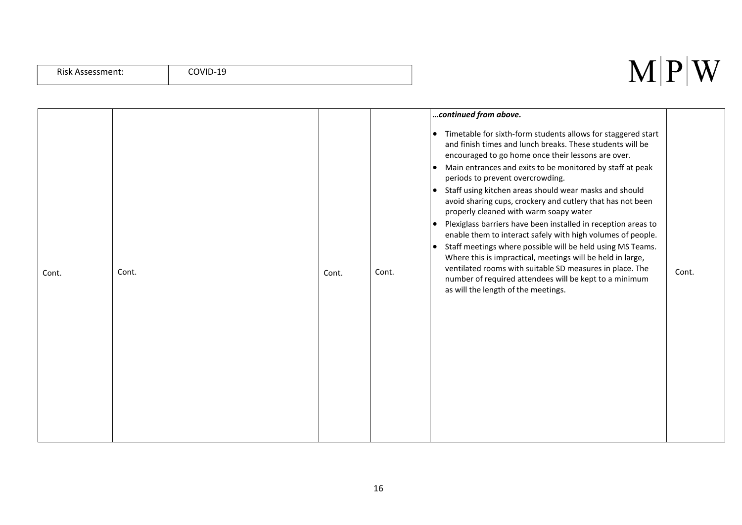| Risk Assessment: | COVID-19 |
|---|---|

| | | | | | |
|---|---|---|---|---|---|
| Cont. | Cont. | Cont. | Cont. | ***…continued from above.***<br><br>• Timetable for sixth-form students allows for staggered start and finish times and lunch breaks. These students will be encouraged to go home once their lessons are over.<br>• Main entrances and exits to be monitored by staff at peak periods to prevent overcrowding.<br>• Staff using kitchen areas should wear masks and should avoid sharing cups, crockery and cutlery that has not been properly cleaned with warm soapy water<br>• Plexiglass barriers have been installed in reception areas to enable them to interact safely with high volumes of people.<br>• Staff meetings where possible will be held using MS Teams. Where this is impractical, meetings will be held in large, ventilated rooms with suitable SD measures in place. The number of required attendees will be kept to a minimum as will the length of the meetings. | Cont. |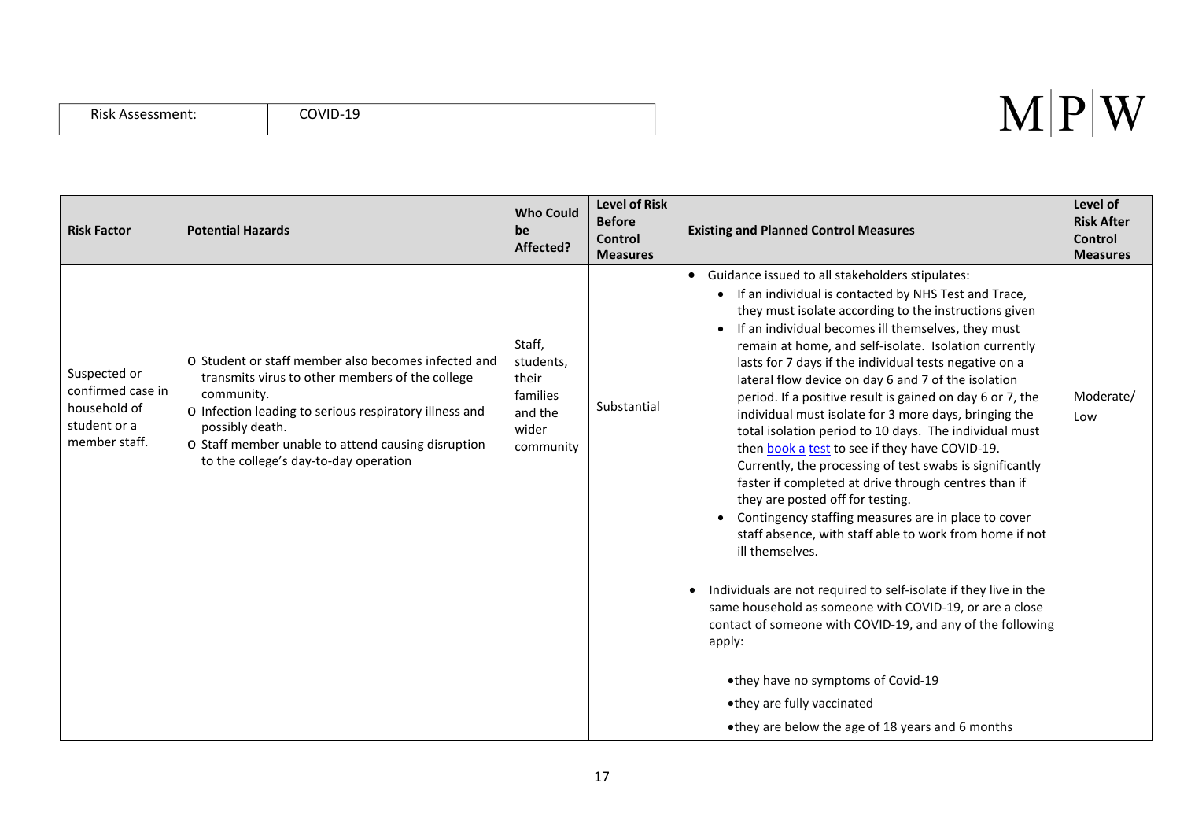| Risk Assessment: | COVID-19 |
|---|---|

| Risk Factor | Potential Hazards | Who Could be Affected? | Level of Risk Before Control Measures | Existing and Planned Control Measures | Level of Risk After Control Measures |
|---|---|---|---|---|---|
| Suspected or confirmed case in household of student or a member staff. | o Student or staff member also becomes infected and transmits virus to other members of the college community.<br>o Infection leading to serious respiratory illness and possibly death.<br>o Staff member unable to attend causing disruption to the college's day-to-day operation | Staff, students, their families and the wider community | Substantial | • Guidance issued to all stakeholders stipulates:<br>• If an individual is contacted by NHS Test and Trace, they must isolate according to the instructions given<br>• If an individual becomes ill themselves, they must remain at home, and self-isolate. Isolation currently lasts for 7 days if the individual tests negative on a lateral flow device on day 6 and 7 of the isolation period. If a positive result is gained on day 6 or 7, the individual must isolate for 3 more days, bringing the total isolation period to 10 days. The individual must then book a test to see if they have COVID-19. Currently, the processing of test swabs is significantly faster if completed at drive through centres than if they are posted off for testing.<br>• Contingency staffing measures are in place to cover staff absence, with staff able to work from home if not ill themselves.<br><br>• Individuals are not required to self-isolate if they live in the same household as someone with COVID-19, or are a close contact of someone with COVID-19, and any of the following apply:<br><br>• they have no symptoms of Covid-19<br>• they are fully vaccinated<br>• they are below the age of 18 years and 6 months | Moderate/ Low |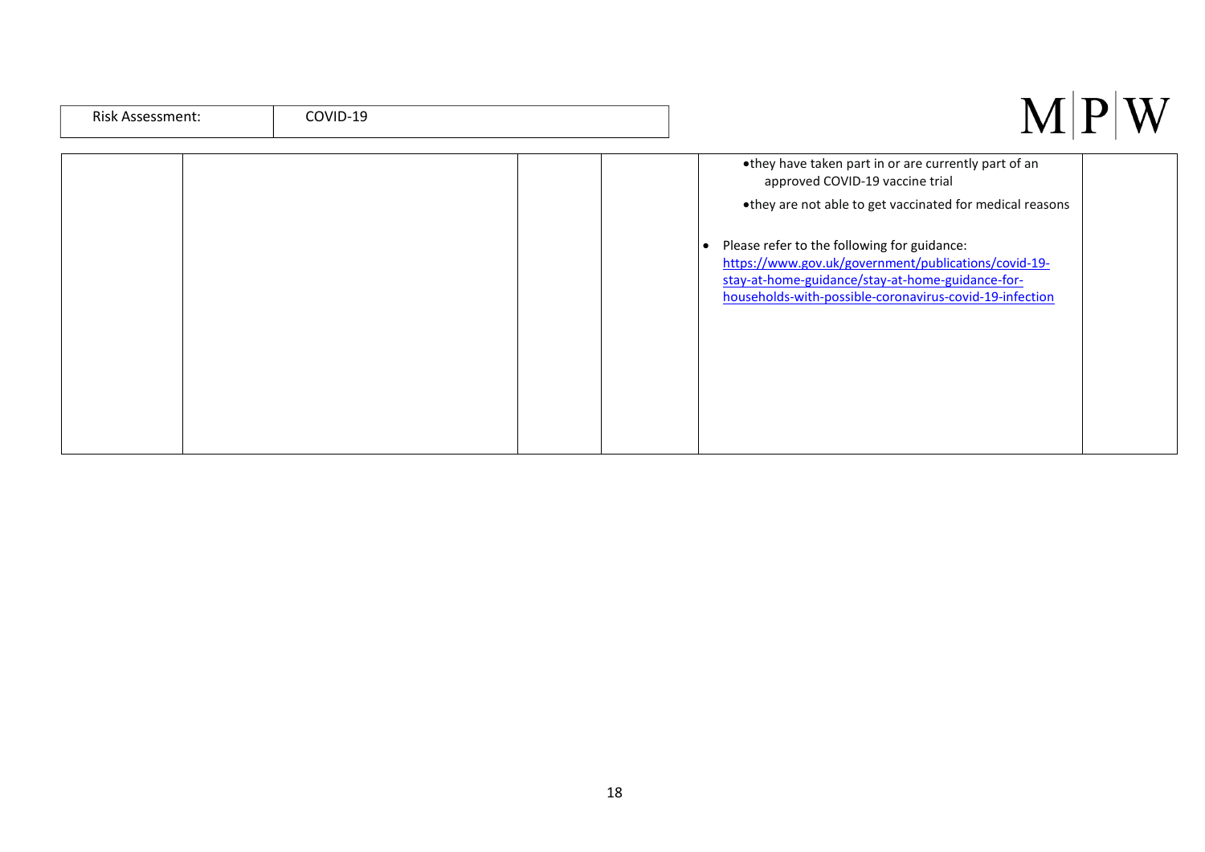| Risk Assessment: | COVID-19 |
|---|---|

| | | | | | |
|---|---|---|---|---|---|
| | | | | • they have taken part in or are currently part of an approved COVID-19 vaccine trial<br><br>• they are not able to get vaccinated for medical reasons<br><br>• Please refer to the following for guidance: [https://www.gov.uk/government/publications/covid-19-stay-at-home-guidance/stay-at-home-guidance-for-households-with-possible-coronavirus-covid-19-infection](https://www.gov.uk/government/publications/covid-19-stay-at-home-guidance/stay-at-home-guidance-for-households-with-possible-coronavirus-covid-19-infection) | |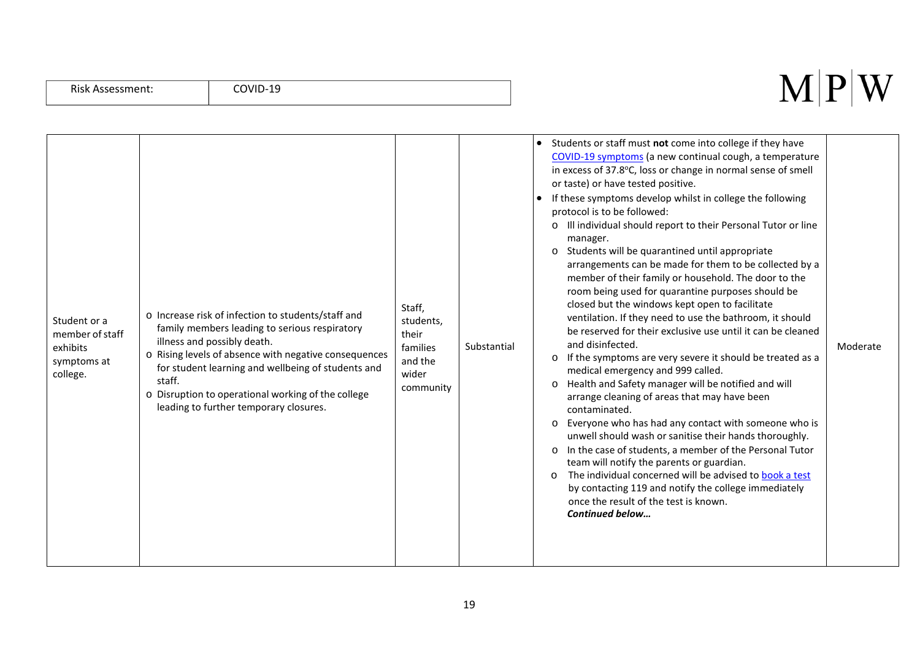| Risk Assessment: | COVID-19 |
|---|---|

| | | | | | |
|---|---|---|---|---|---|
| Student or a member of staff exhibits symptoms at college. | o Increase risk of infection to students/staff and family members leading to serious respiratory illness and possibly death.<br>o Rising levels of absence with negative consequences for student learning and wellbeing of students and staff.<br>o Disruption to operational working of the college leading to further temporary closures. | Staff, students, their families and the wider community | Substantial | • Students or staff must **not** come into college if they have COVID-19 symptoms (a new continual cough, a temperature in excess of 37.8°C, loss or change in normal sense of smell or taste) or have tested positive.<br>• If these symptoms develop whilst in college the following protocol is to be followed:<br>o Ill individual should report to their Personal Tutor or line manager.<br>o Students will be quarantined until appropriate arrangements can be made for them to be collected by a member of their family or household. The door to the room being used for quarantine purposes should be closed but the windows kept open to facilitate ventilation. If they need to use the bathroom, it should be reserved for their exclusive use until it can be cleaned and disinfected.<br>o If the symptoms are very severe it should be treated as a medical emergency and 999 called.<br>o Health and Safety manager will be notified and will arrange cleaning of areas that may have been contaminated.<br>o Everyone who has had any contact with someone who is unwell should wash or sanitise their hands thoroughly.<br>o In the case of students, a member of the Personal Tutor team will notify the parents or guardian.<br>o The individual concerned will be advised to book a test by contacting 119 and notify the college immediately once the result of the test is known.<br>***Continued below…*** | Moderate |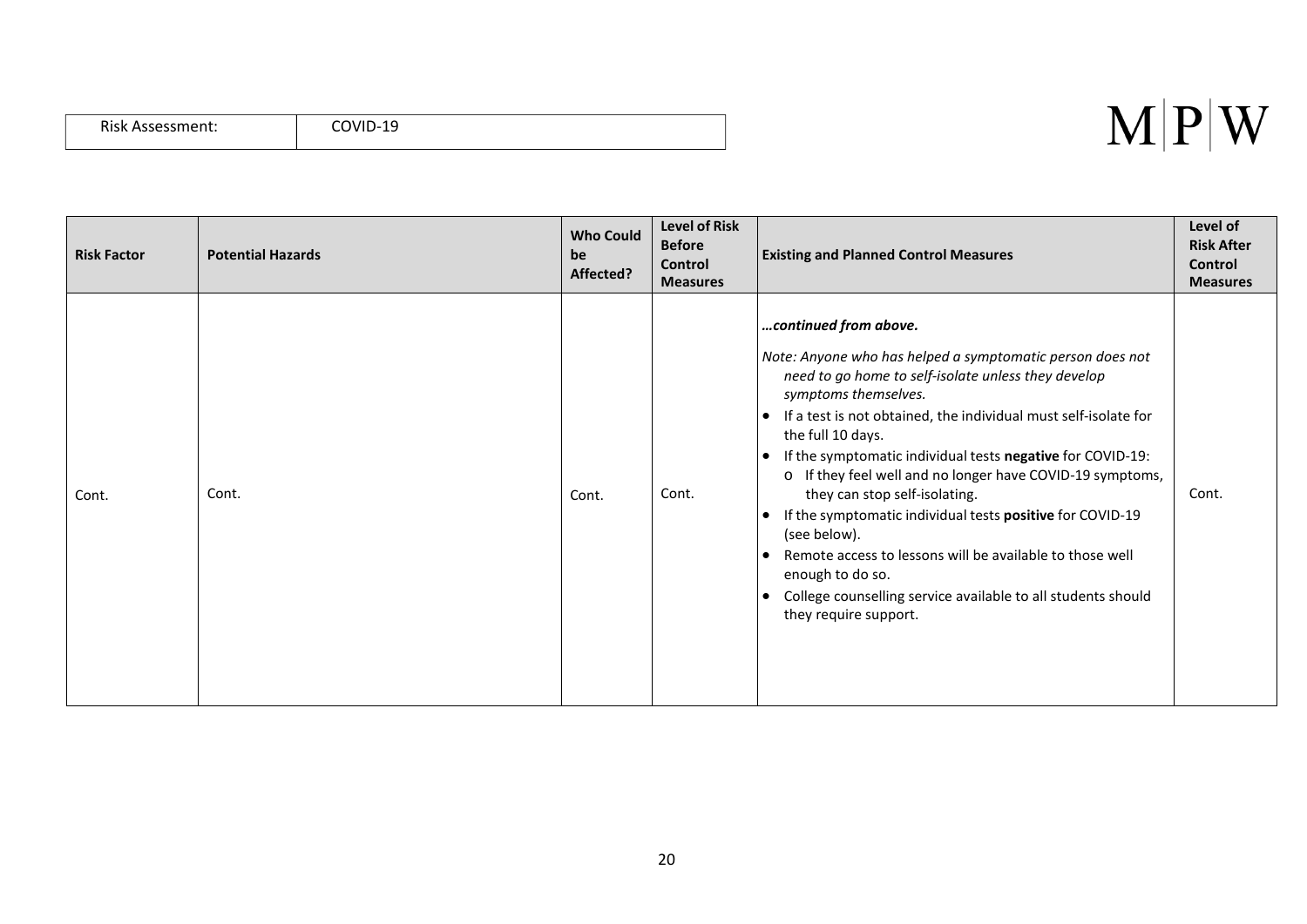| Risk Assessment: | COVID-19 |
|---|---|

| Risk Factor | Potential Hazards | Who Could be Affected? | Level of Risk Before Control Measures | Existing and Planned Control Measures | Level of Risk After Control Measures |
|---|---|---|---|---|---|
| Cont. | Cont. | Cont. | Cont. | ***…continued from above.*** <br><br> *Note: Anyone who has helped a symptomatic person does not need to go home to self-isolate unless they develop symptoms themselves.* <br> • If a test is not obtained, the individual must self-isolate for the full 10 days. <br> • If the symptomatic individual tests **negative** for COVID-19: <br> o If they feel well and no longer have COVID-19 symptoms, they can stop self-isolating. <br> • If the symptomatic individual tests **positive** for COVID-19 (see below). <br> • Remote access to lessons will be available to those well enough to do so. <br> • College counselling service available to all students should they require support. | Cont. |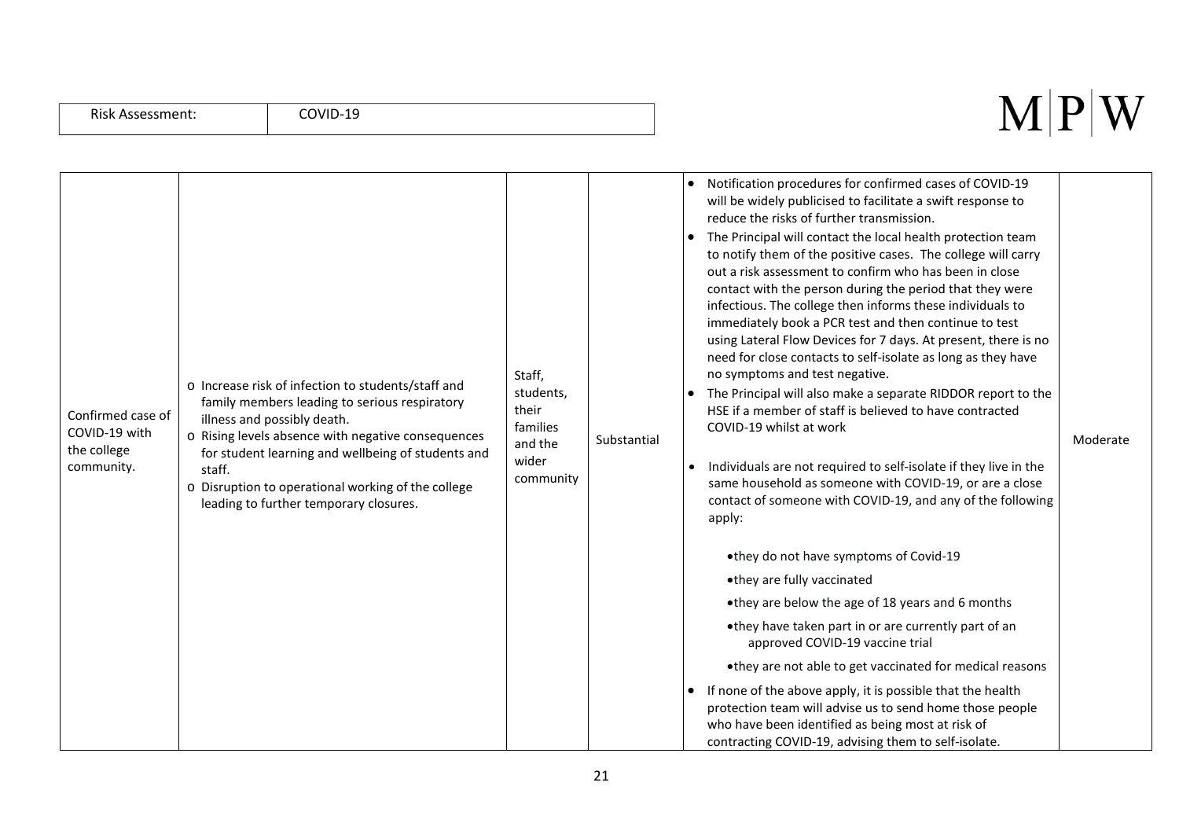| Risk Assessment: | COVID-19 |
|---|---|

| | | | | | |
|---|---|---|---|---|---|
| Confirmed case of COVID-19 with the college community. | o Increase risk of infection to students/staff and family members leading to serious respiratory illness and possibly death.<br>o Rising levels absence with negative consequences for student learning and wellbeing of students and staff.<br>o Disruption to operational working of the college leading to further temporary closures. | Staff, students, their families and the wider community | Substantial | • Notification procedures for confirmed cases of COVID-19 will be widely publicised to facilitate a swift response to reduce the risks of further transmission.<br>• The Principal will contact the local health protection team to notify them of the positive cases. The college will carry out a risk assessment to confirm who has been in close contact with the person during the period that they were infectious. The college then informs these individuals to immediately book a PCR test and then continue to test using Lateral Flow Devices for 7 days. At present, there is no need for close contacts to self-isolate as long as they have no symptoms and test negative.<br>• The Principal will also make a separate RIDDOR report to the HSE if a member of staff is believed to have contracted COVID-19 whilst at work<br>• Individuals are not required to self-isolate if they live in the same household as someone with COVID-19, or are a close contact of someone with COVID-19, and any of the following apply:<br>• they do not have symptoms of Covid-19<br>• they are fully vaccinated<br>• they are below the age of 18 years and 6 months<br>• they have taken part in or are currently part of an approved COVID-19 vaccine trial<br>• they are not able to get vaccinated for medical reasons<br>• If none of the above apply, it is possible that the health protection team will advise us to send home those people who have been identified as being most at risk of contracting COVID-19, advising them to self-isolate. | Moderate |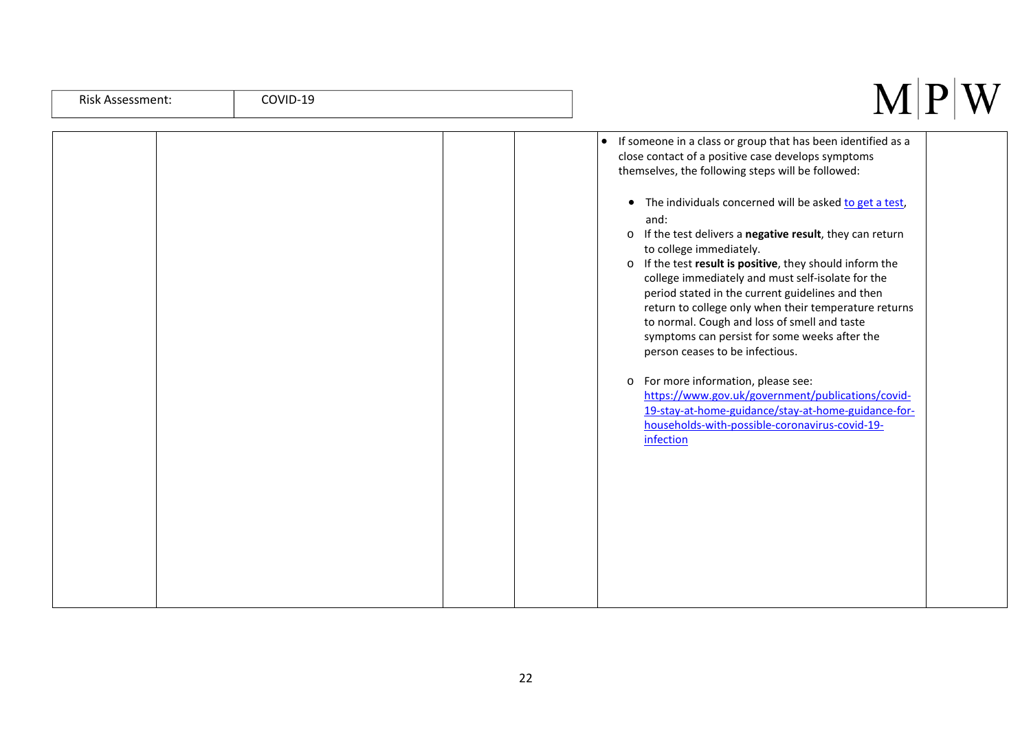| | | | | | |
|---|---|---|---|---|---|
| | | | | • If someone in a class or group that has been identified as a close contact of a positive case develops symptoms themselves, the following steps will be followed:<br><br>• The individuals concerned will be asked [to get a test](), and:<br>o If the test delivers a **negative result**, they can return to college immediately.<br>o If the test **result is positive**, they should inform the college immediately and must self-isolate for the period stated in the current guidelines and then return to college only when their temperature returns to normal. Cough and loss of smell and taste symptoms can persist for some weeks after the person ceases to be infectious.<br><br>o For more information, please see: [https://www.gov.uk/government/publications/covid-19-stay-at-home-guidance/stay-at-home-guidance-for-households-with-possible-coronavirus-covid-19-infection](https://www.gov.uk/government/publications/covid-19-stay-at-home-guidance/stay-at-home-guidance-for-households-with-possible-coronavirus-covid-19-infection) | |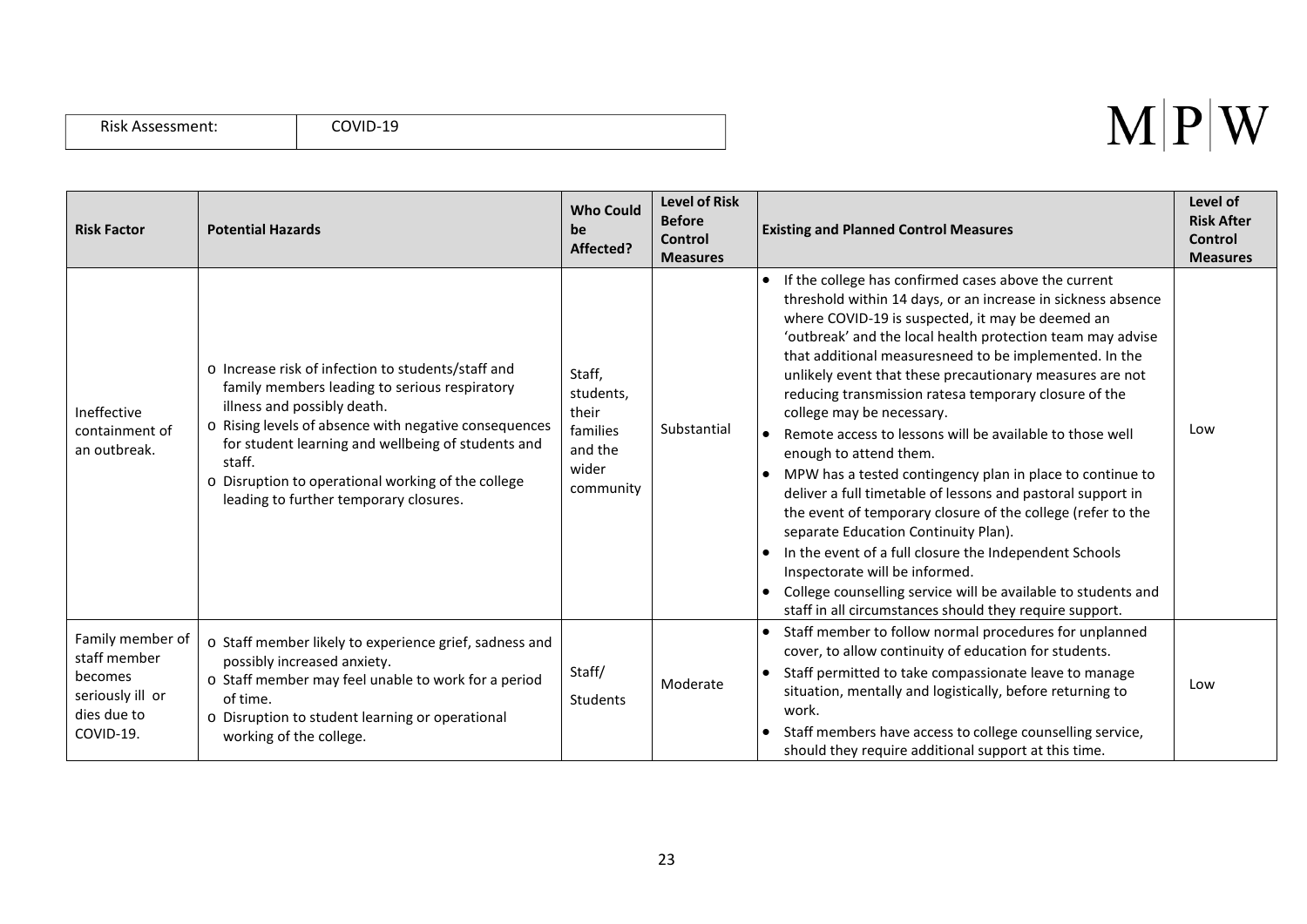| Risk Assessment: | COVID-19 |
|---|---|

M|P|W

| Risk Factor | Potential Hazards | Who Could be Affected? | Level of Risk Before Control Measures | Existing and Planned Control Measures | Level of Risk After Control Measures |
|---|---|---|---|---|---|
| Ineffective containment of an outbreak. | o Increase risk of infection to students/staff and family members leading to serious respiratory illness and possibly death.<br>o Rising levels of absence with negative consequences for student learning and wellbeing of students and staff.<br>o Disruption to operational working of the college leading to further temporary closures. | Staff, students, their families and the wider community | Substantial | • If the college has confirmed cases above the current threshold within 14 days, or an increase in sickness absence where COVID-19 is suspected, it may be deemed an 'outbreak' and the local health protection team may advise that additional measuresneed to be implemented. In the unlikely event that these precautionary measures are not reducing transmission ratesa temporary closure of the college may be necessary.<br>• Remote access to lessons will be available to those well enough to attend them.<br>• MPW has a tested contingency plan in place to continue to deliver a full timetable of lessons and pastoral support in the event of temporary closure of the college (refer to the separate Education Continuity Plan).<br>• In the event of a full closure the Independent Schools Inspectorate will be informed.<br>• College counselling service will be available to students and staff in all circumstances should they require support. | Low |
| Family member of staff member becomes seriously ill or dies due to COVID-19. | o Staff member likely to experience grief, sadness and possibly increased anxiety.<br>o Staff member may feel unable to work for a period of time.<br>o Disruption to student learning or operational working of the college. | Staff/ Students | Moderate | • Staff member to follow normal procedures for unplanned cover, to allow continuity of education for students.<br>• Staff permitted to take compassionate leave to manage situation, mentally and logistically, before returning to work.<br>• Staff members have access to college counselling service, should they require additional support at this time. | Low |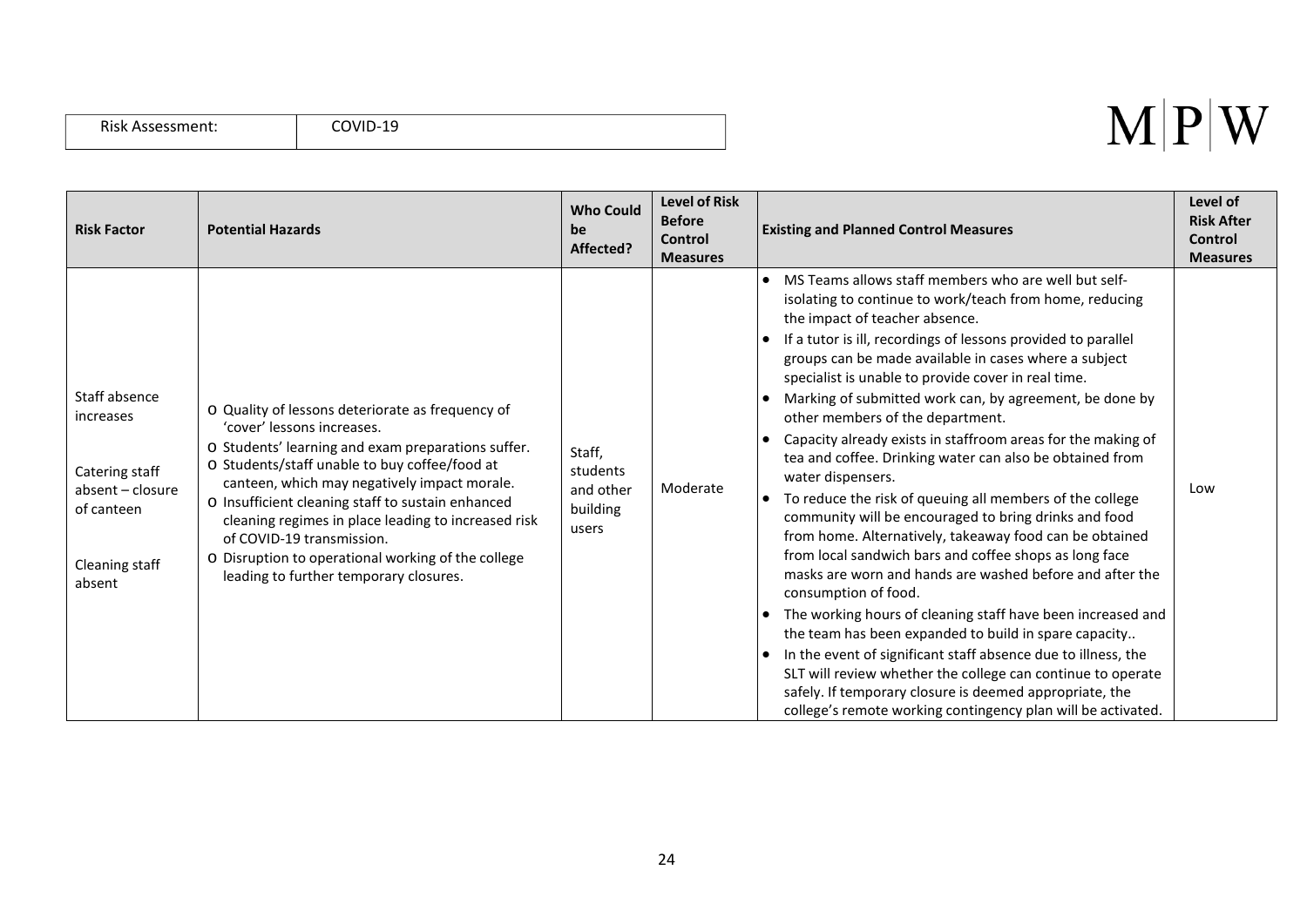| Risk Assessment: | COVID-19 |
| --- | --- |

M|P|W

| Risk Factor | Potential Hazards | Who Could be Affected? | Level of Risk Before Control Measures | Existing and Planned Control Measures | Level of Risk After Control Measures |
| --- | --- | --- | --- | --- | --- |
| Staff absence increases<br><br>Catering staff absent – closure of canteen<br><br>Cleaning staff absent | o Quality of lessons deteriorate as frequency of 'cover' lessons increases.<br>o Students' learning and exam preparations suffer.<br>o Students/staff unable to buy coffee/food at canteen, which may negatively impact morale.<br>o Insufficient cleaning staff to sustain enhanced cleaning regimes in place leading to increased risk of COVID-19 transmission.<br>o Disruption to operational working of the college leading to further temporary closures. | Staff, students and other building users | Moderate | • MS Teams allows staff members who are well but self-isolating to continue to work/teach from home, reducing the impact of teacher absence.<br>• If a tutor is ill, recordings of lessons provided to parallel groups can be made available in cases where a subject specialist is unable to provide cover in real time.<br>• Marking of submitted work can, by agreement, be done by other members of the department.<br>• Capacity already exists in staffroom areas for the making of tea and coffee. Drinking water can also be obtained from water dispensers.<br>• To reduce the risk of queuing all members of the college community will be encouraged to bring drinks and food from home. Alternatively, takeaway food can be obtained from local sandwich bars and coffee shops as long face masks are worn and hands are washed before and after the consumption of food.<br>• The working hours of cleaning staff have been increased and the team has been expanded to build in spare capacity..<br>• In the event of significant staff absence due to illness, the SLT will review whether the college can continue to operate safely. If temporary closure is deemed appropriate, the college's remote working contingency plan will be activated. | Low |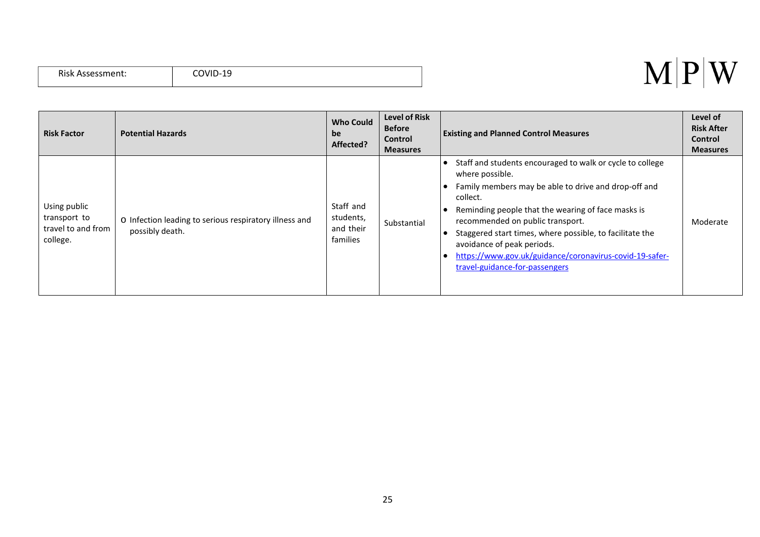| Risk Assessment: | COVID-19 |
|---|---|

M|P|W

| Risk Factor | Potential Hazards | Who Could be Affected? | Level of Risk Before Control Measures | Existing and Planned Control Measures | Level of Risk After Control Measures |
|---|---|---|---|---|---|
| Using public transport to travel to and from college. | o Infection leading to serious respiratory illness and possibly death. | Staff and students, and their families | Substantial | • Staff and students encouraged to walk or cycle to college where possible. • Family members may be able to drive and drop-off and collect. • Reminding people that the wearing of face masks is recommended on public transport. • Staggered start times, where possible, to facilitate the avoidance of peak periods. • https://www.gov.uk/guidance/coronavirus-covid-19-safer-travel-guidance-for-passengers | Moderate |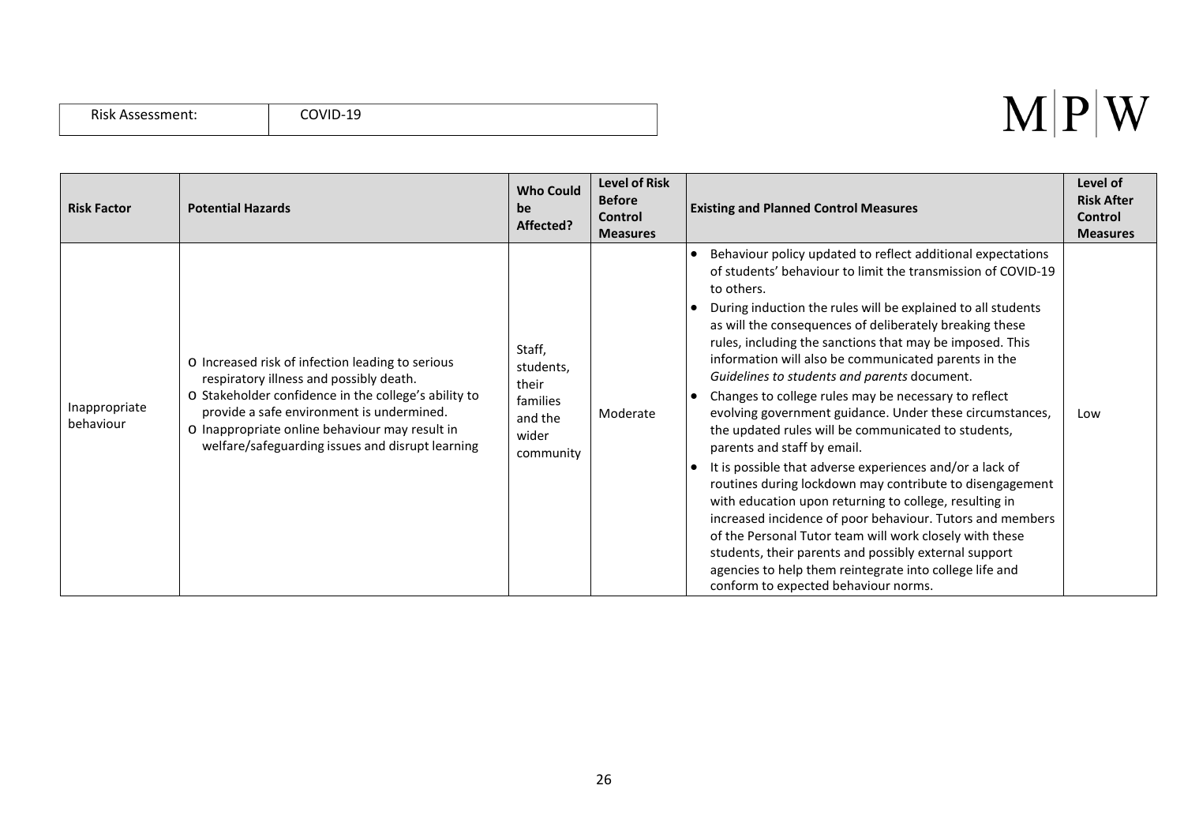| Risk Assessment: | COVID-19 |
|---|---|

| Risk Factor | Potential Hazards | Who Could be Affected? | Level of Risk Before Control Measures | Existing and Planned Control Measures | Level of Risk After Control Measures |
|---|---|---|---|---|---|
| Inappropriate behaviour | o Increased risk of infection leading to serious respiratory illness and possibly death.<br>o Stakeholder confidence in the college's ability to provide a safe environment is undermined.<br>o Inappropriate online behaviour may result in welfare/safeguarding issues and disrupt learning | Staff, students, their families and the wider community | Moderate | • Behaviour policy updated to reflect additional expectations of students' behaviour to limit the transmission of COVID-19 to others.<br>• During induction the rules will be explained to all students as will the consequences of deliberately breaking these rules, including the sanctions that may be imposed. This information will also be communicated parents in the *Guidelines to students and parents* document.<br>• Changes to college rules may be necessary to reflect evolving government guidance. Under these circumstances, the updated rules will be communicated to students, parents and staff by email.<br>• It is possible that adverse experiences and/or a lack of routines during lockdown may contribute to disengagement with education upon returning to college, resulting in increased incidence of poor behaviour. Tutors and members of the Personal Tutor team will work closely with these students, their parents and possibly external support agencies to help them reintegrate into college life and conform to expected behaviour norms. | Low |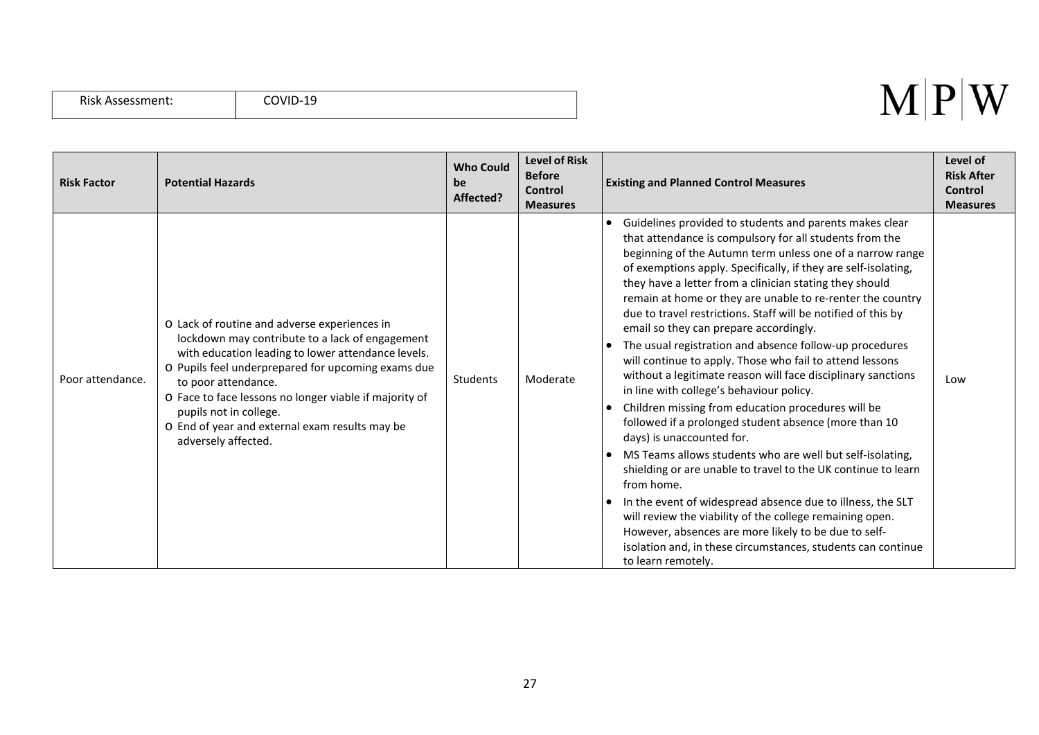| Risk Assessment: | COVID-19 |
|---|---|

| Risk Factor | Potential Hazards | Who Could be Affected? | Level of Risk Before Control Measures | Existing and Planned Control Measures | Level of Risk After Control Measures |
|---|---|---|---|---|---|
| Poor attendance. | o Lack of routine and adverse experiences in lockdown may contribute to a lack of engagement with education leading to lower attendance levels.<br>o Pupils feel underprepared for upcoming exams due to poor attendance.<br>o Face to face lessons no longer viable if majority of pupils not in college.<br>o End of year and external exam results may be adversely affected. | Students | Moderate | • Guidelines provided to students and parents makes clear that attendance is compulsory for all students from the beginning of the Autumn term unless one of a narrow range of exemptions apply. Specifically, if they are self-isolating, they have a letter from a clinician stating they should remain at home or they are unable to re-renter the country due to travel restrictions. Staff will be notified of this by email so they can prepare accordingly.<br>• The usual registration and absence follow-up procedures will continue to apply. Those who fail to attend lessons without a legitimate reason will face disciplinary sanctions in line with college's behaviour policy.<br>• Children missing from education procedures will be followed if a prolonged student absence (more than 10 days) is unaccounted for.<br>• MS Teams allows students who are well but self-isolating, shielding or are unable to travel to the UK continue to learn from home.<br>• In the event of widespread absence due to illness, the SLT will review the viability of the college remaining open. However, absences are more likely to be due to self-isolation and, in these circumstances, students can continue to learn remotely. | Low |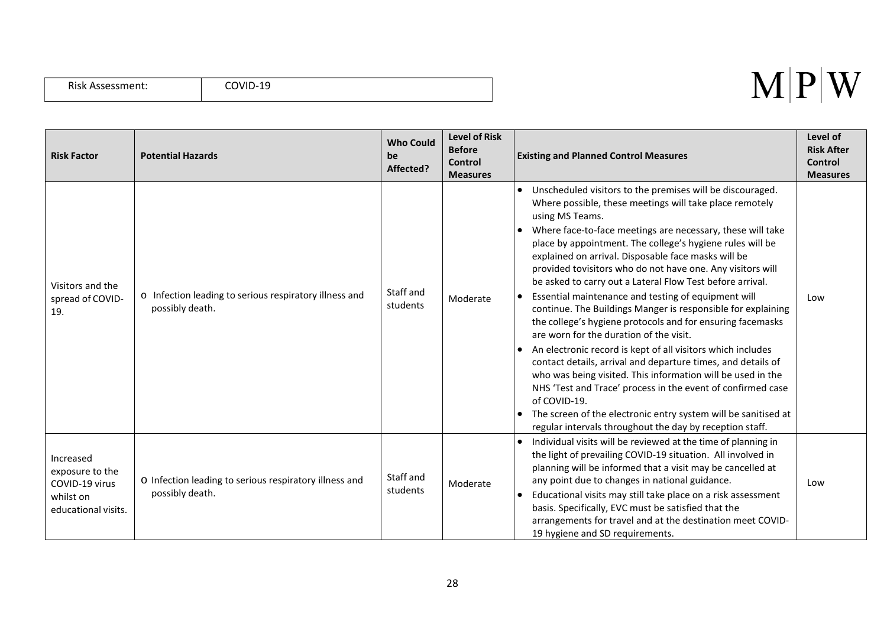| Risk Assessment: | COVID-19 |
|---|---|

| Risk Factor | Potential Hazards | Who Could be Affected? | Level of Risk Before Control Measures | Existing and Planned Control Measures | Level of Risk After Control Measures |
|---|---|---|---|---|---|
| Visitors and the spread of COVID-19. | o Infection leading to serious respiratory illness and possibly death. | Staff and students | Moderate | • Unscheduled visitors to the premises will be discouraged. Where possible, these meetings will take place remotely using MS Teams.<br>• Where face-to-face meetings are necessary, these will take place by appointment. The college's hygiene rules will be explained on arrival. Disposable face masks will be provided tovisitors who do not have one. Any visitors will be asked to carry out a Lateral Flow Test before arrival.<br>• Essential maintenance and testing of equipment will continue. The Buildings Manger is responsible for explaining the college's hygiene protocols and for ensuring facemasks are worn for the duration of the visit.<br>• An electronic record is kept of all visitors which includes contact details, arrival and departure times, and details of who was being visited. This information will be used in the NHS 'Test and Trace' process in the event of confirmed case of COVID-19.<br>• The screen of the electronic entry system will be sanitised at regular intervals throughout the day by reception staff. | Low |
| Increased exposure to the COVID-19 virus whilst on educational visits. | o Infection leading to serious respiratory illness and possibly death. | Staff and students | Moderate | • Individual visits will be reviewed at the time of planning in the light of prevailing COVID-19 situation. All involved in planning will be informed that a visit may be cancelled at any point due to changes in national guidance.<br>• Educational visits may still take place on a risk assessment basis. Specifically, EVC must be satisfied that the arrangements for travel and at the destination meet COVID-19 hygiene and SD requirements. | Low |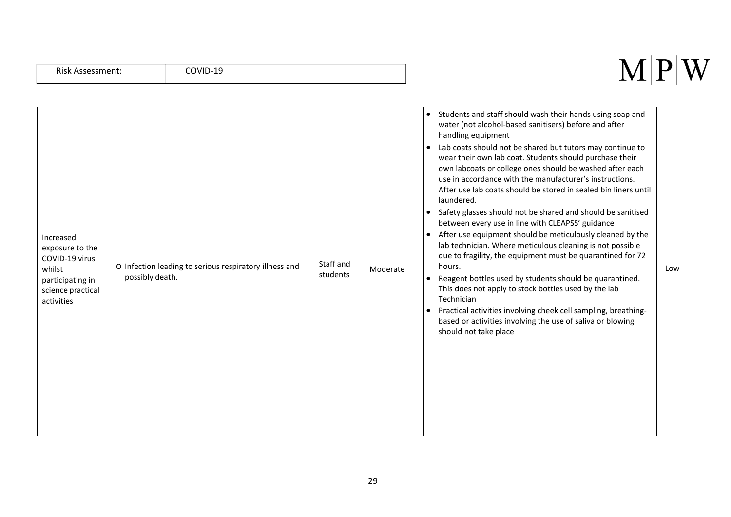| Risk Assessment: | COVID-19 |
|---|---|

| | | | | | |
|---|---|---|---|---|---|
| Increased exposure to the COVID-19 virus whilst participating in science practical activities | o Infection leading to serious respiratory illness and possibly death. | Staff and students | Moderate | • Students and staff should wash their hands using soap and water (not alcohol-based sanitisers) before and after handling equipment<br>• Lab coats should not be shared but tutors may continue to wear their own lab coat. Students should purchase their own labcoats or college ones should be washed after each use in accordance with the manufacturer's instructions. After use lab coats should be stored in sealed bin liners until laundered.<br>• Safety glasses should not be shared and should be sanitised between every use in line with CLEAPSS' guidance<br>• After use equipment should be meticulously cleaned by the lab technician. Where meticulous cleaning is not possible due to fragility, the equipment must be quarantined for 72 hours.<br>• Reagent bottles used by students should be quarantined. This does not apply to stock bottles used by the lab Technician<br>• Practical activities involving cheek cell sampling, breathing-based or activities involving the use of saliva or blowing should not take place | Low |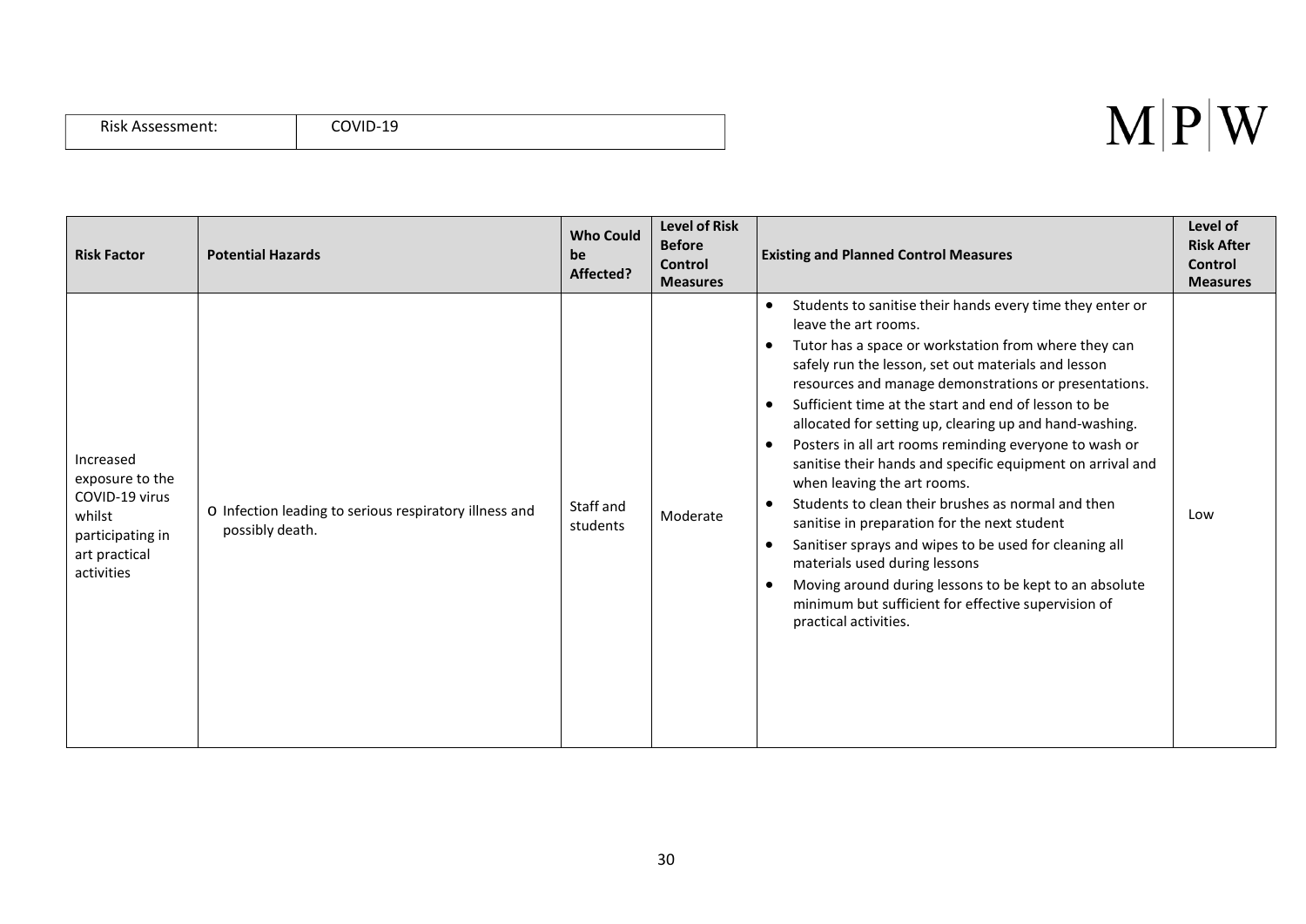| Risk Assessment: | COVID-19 |
|---|---|

M|P|W

| Risk Factor | Potential Hazards | Who Could be Affected? | Level of Risk Before Control Measures | Existing and Planned Control Measures | Level of Risk After Control Measures |
|---|---|---|---|---|---|
| Increased exposure to the COVID-19 virus whilst participating in art practical activities | o Infection leading to serious respiratory illness and possibly death. | Staff and students | Moderate | • Students to sanitise their hands every time they enter or leave the art rooms.<br>• Tutor has a space or workstation from where they can safely run the lesson, set out materials and lesson resources and manage demonstrations or presentations.<br>• Sufficient time at the start and end of lesson to be allocated for setting up, clearing up and hand-washing.<br>• Posters in all art rooms reminding everyone to wash or sanitise their hands and specific equipment on arrival and when leaving the art rooms.<br>• Students to clean their brushes as normal and then sanitise in preparation for the next student<br>• Sanitiser sprays and wipes to be used for cleaning all materials used during lessons<br>• Moving around during lessons to be kept to an absolute minimum but sufficient for effective supervision of practical activities. | Low |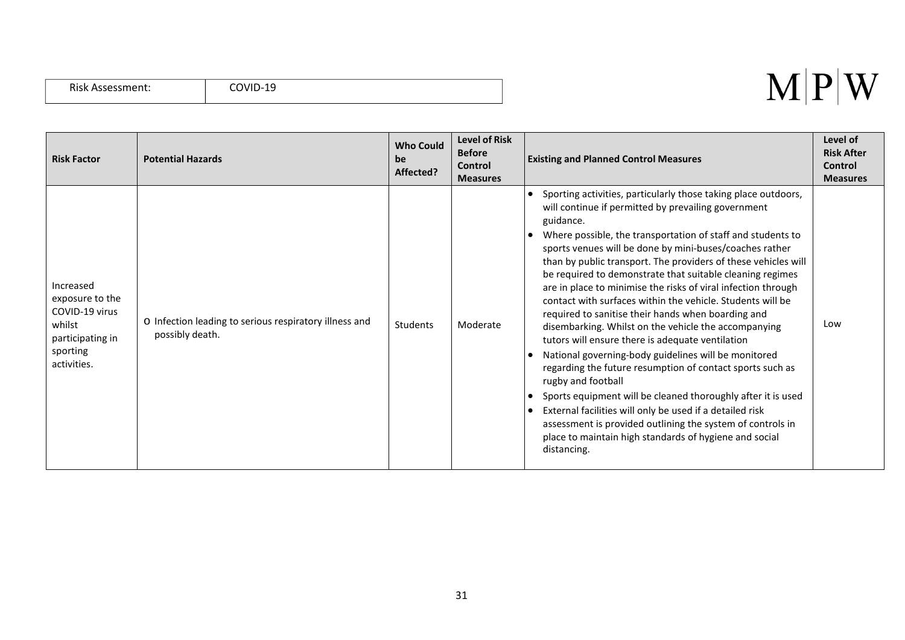| Risk Assessment: | COVID-19 |
|---|---|

| Risk Factor | Potential Hazards | Who Could be Affected? | Level of Risk Before Control Measures | Existing and Planned Control Measures | Level of Risk After Control Measures |
|---|---|---|---|---|---|
| Increased exposure to the COVID-19 virus whilst participating in sporting activities. | o Infection leading to serious respiratory illness and possibly death. | Students | Moderate | • Sporting activities, particularly those taking place outdoors, will continue if permitted by prevailing government guidance.<br>• Where possible, the transportation of staff and students to sports venues will be done by mini-buses/coaches rather than by public transport. The providers of these vehicles will be required to demonstrate that suitable cleaning regimes are in place to minimise the risks of viral infection through contact with surfaces within the vehicle. Students will be required to sanitise their hands when boarding and disembarking. Whilst on the vehicle the accompanying tutors will ensure there is adequate ventilation<br>• National governing-body guidelines will be monitored regarding the future resumption of contact sports such as rugby and football<br>• Sports equipment will be cleaned thoroughly after it is used<br>• External facilities will only be used if a detailed risk assessment is provided outlining the system of controls in place to maintain high standards of hygiene and social distancing. | Low |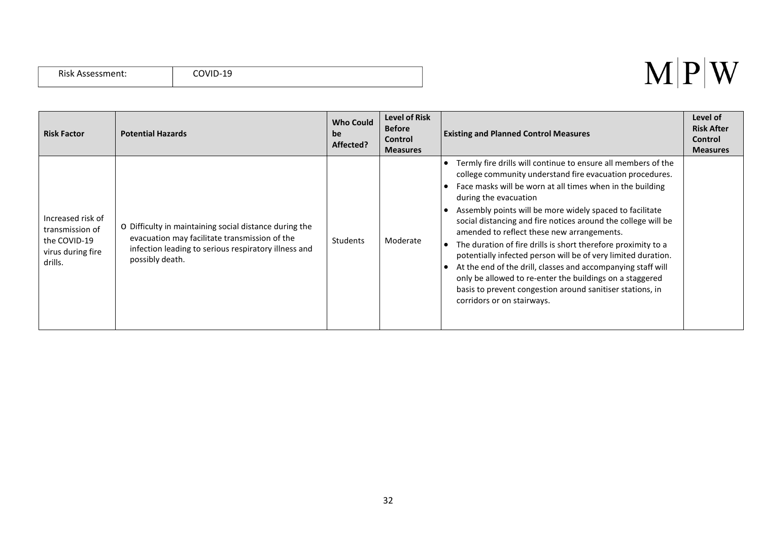| Risk Assessment: | COVID-19 |
|---|---|

M|P|W

| Risk Factor | Potential Hazards | Who Could be Affected? | Level of Risk Before Control Measures | Existing and Planned Control Measures | Level of Risk After Control Measures |
|---|---|---|---|---|---|
| Increased risk of transmission of the COVID-19 virus during fire drills. | o Difficulty in maintaining social distance during the evacuation may facilitate transmission of the infection leading to serious respiratory illness and possibly death. | Students | Moderate | • Termly fire drills will continue to ensure all members of the college community understand fire evacuation procedures.<br>• Face masks will be worn at all times when in the building during the evacuation<br>• Assembly points will be more widely spaced to facilitate social distancing and fire notices around the college will be amended to reflect these new arrangements.<br>• The duration of fire drills is short therefore proximity to a potentially infected person will be of very limited duration.<br>• At the end of the drill, classes and accompanying staff will only be allowed to re-enter the buildings on a staggered basis to prevent congestion around sanitiser stations, in corridors or on stairways. | |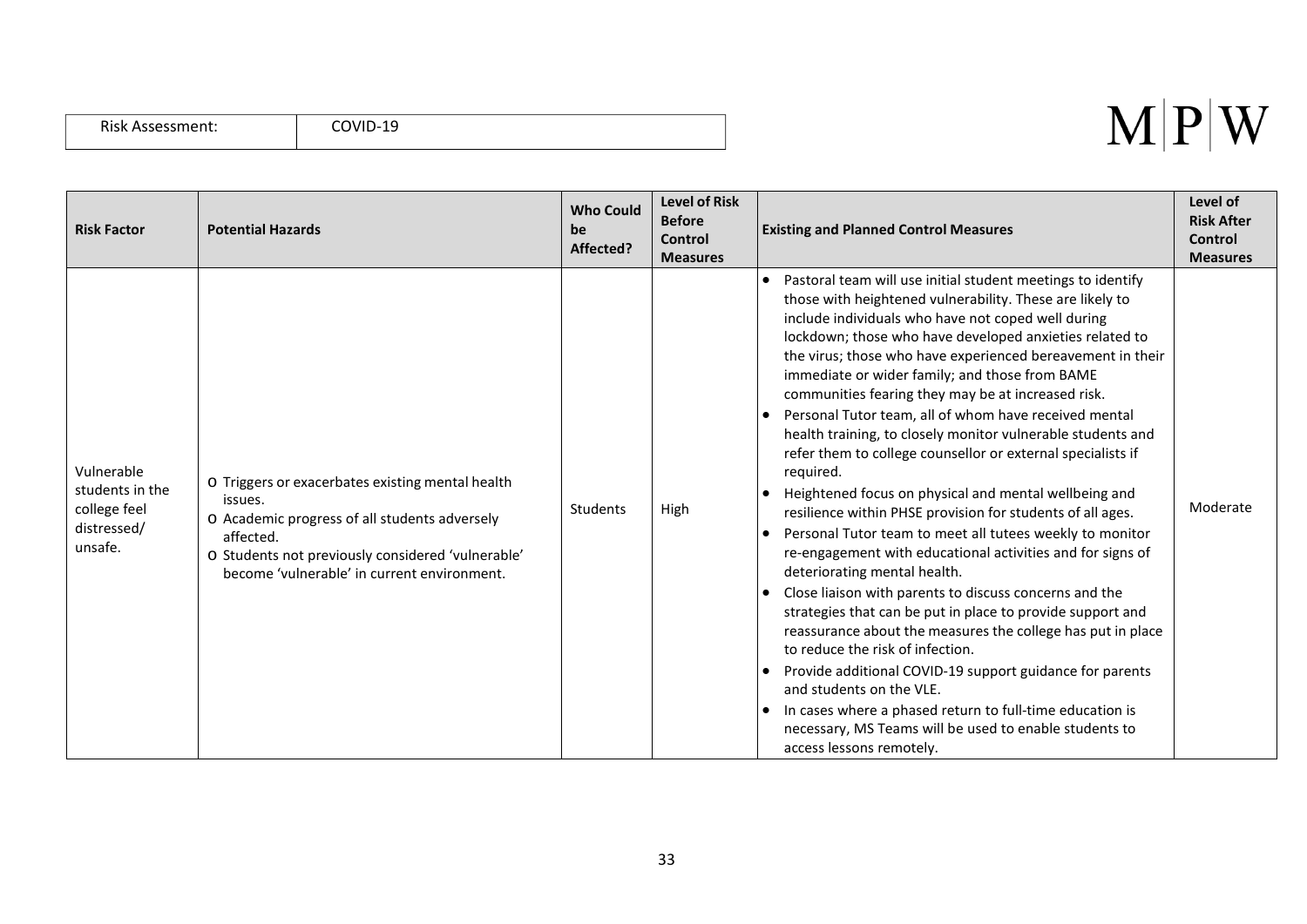| Risk Assessment: | COVID-19 |
|---|---|

| Risk Factor | Potential Hazards | Who Could be Affected? | Level of Risk Before Control Measures | Existing and Planned Control Measures | Level of Risk After Control Measures |
|---|---|---|---|---|---|
| Vulnerable students in the college feel distressed/ unsafe. | o Triggers or exacerbates existing mental health issues.<br>o Academic progress of all students adversely affected.<br>o Students not previously considered 'vulnerable' become 'vulnerable' in current environment. | Students | High | • Pastoral team will use initial student meetings to identify those with heightened vulnerability. These are likely to include individuals who have not coped well during lockdown; those who have developed anxieties related to the virus; those who have experienced bereavement in their immediate or wider family; and those from BAME communities fearing they may be at increased risk.<br>• Personal Tutor team, all of whom have received mental health training, to closely monitor vulnerable students and refer them to college counsellor or external specialists if required.<br>• Heightened focus on physical and mental wellbeing and resilience within PHSE provision for students of all ages.<br>• Personal Tutor team to meet all tutees weekly to monitor re-engagement with educational activities and for signs of deteriorating mental health.<br>• Close liaison with parents to discuss concerns and the strategies that can be put in place to provide support and reassurance about the measures the college has put in place to reduce the risk of infection.<br>• Provide additional COVID-19 support guidance for parents and students on the VLE.<br>• In cases where a phased return to full-time education is necessary, MS Teams will be used to enable students to access lessons remotely. | Moderate |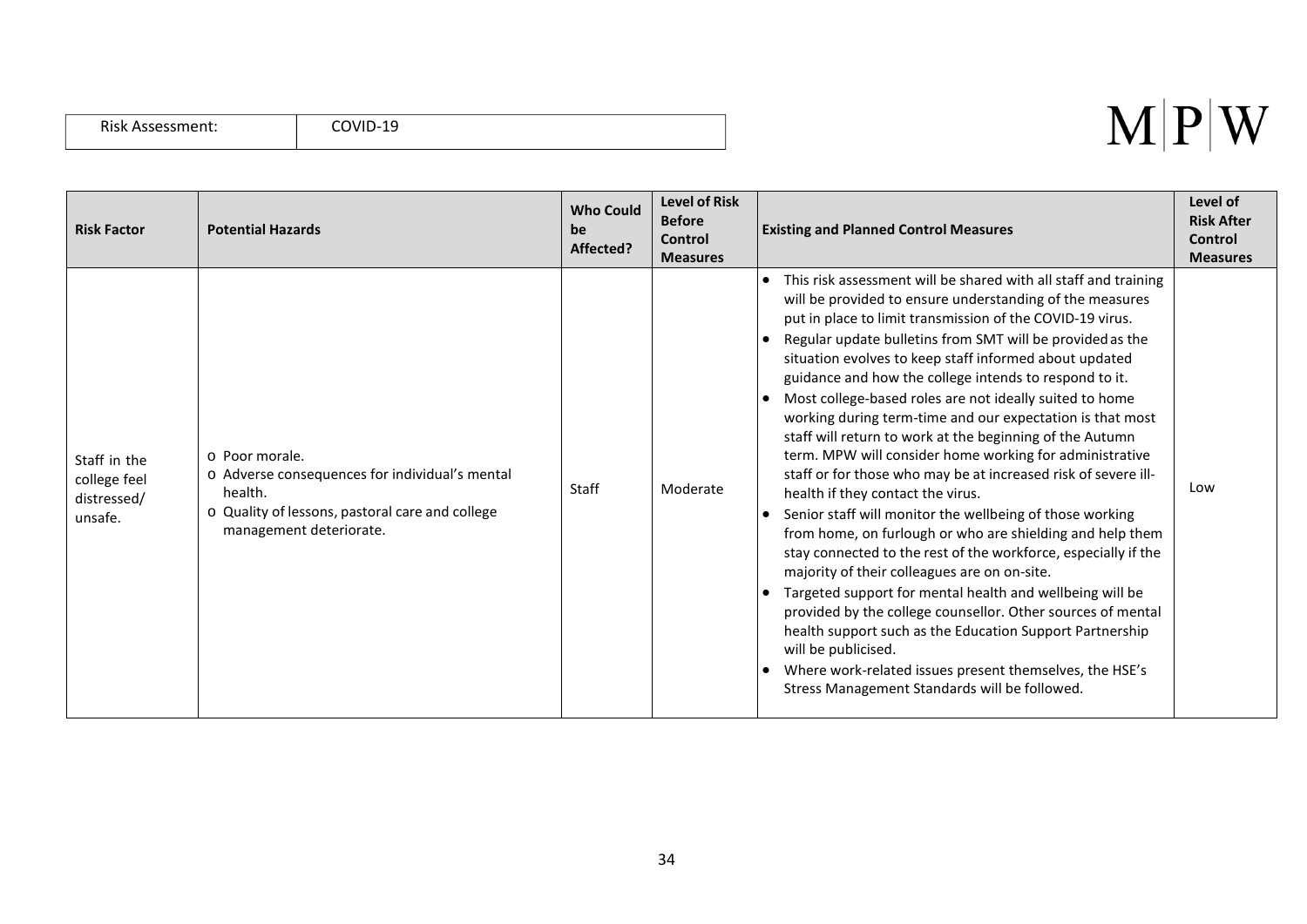| Risk Assessment: | COVID-19 |
|---|---|

| Risk Factor | Potential Hazards | Who Could be Affected? | Level of Risk Before Control Measures | Existing and Planned Control Measures | Level of Risk After Control Measures |
|---|---|---|---|---|---|
| Staff in the college feel distressed/ unsafe. | o Poor morale.<br>o Adverse consequences for individual's mental health.<br>o Quality of lessons, pastoral care and college management deteriorate. | Staff | Moderate | • This risk assessment will be shared with all staff and training will be provided to ensure understanding of the measures put in place to limit transmission of the COVID-19 virus.<br>• Regular update bulletins from SMT will be provided as the situation evolves to keep staff informed about updated guidance and how the college intends to respond to it.<br>• Most college-based roles are not ideally suited to home working during term-time and our expectation is that most staff will return to work at the beginning of the Autumn term. MPW will consider home working for administrative staff or for those who may be at increased risk of severe ill-health if they contact the virus.<br>• Senior staff will monitor the wellbeing of those working from home, on furlough or who are shielding and help them stay connected to the rest of the workforce, especially if the majority of their colleagues are on on-site.<br>• Targeted support for mental health and wellbeing will be provided by the college counsellor. Other sources of mental health support such as the Education Support Partnership will be publicised.<br>• Where work-related issues present themselves, the HSE's Stress Management Standards will be followed. | Low |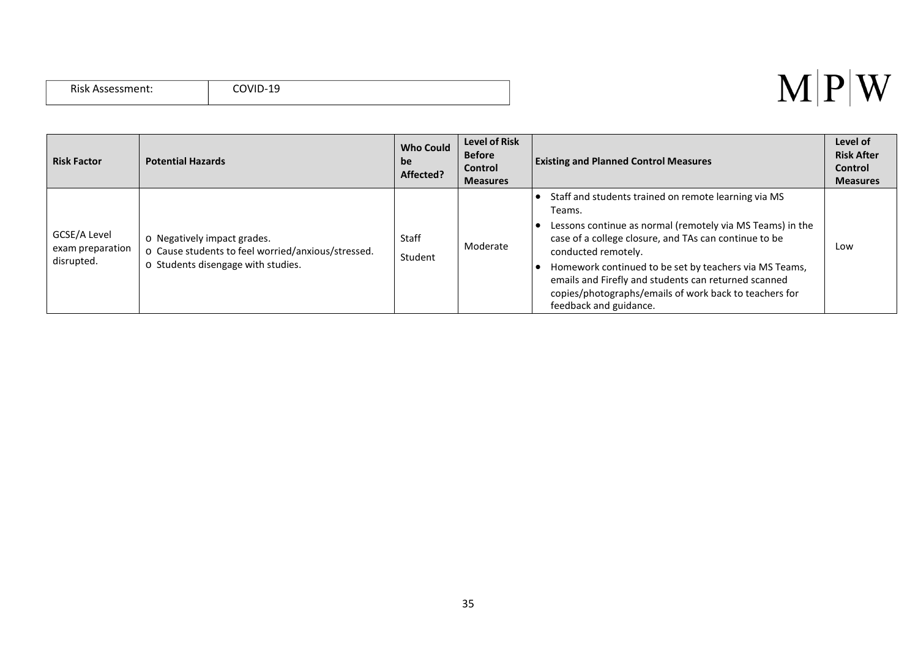| Risk Assessment: | COVID-19 |
|---|---|

M|P|W

| Risk Factor | Potential Hazards | Who Could be Affected? | Level of Risk Before Control Measures | Existing and Planned Control Measures | Level of Risk After Control Measures |
|---|---|---|---|---|---|
| GCSE/A Level exam preparation disrupted. | o Negatively impact grades.<br>o Cause students to feel worried/anxious/stressed.<br>o Students disengage with studies. | Staff<br>Student | Moderate | • Staff and students trained on remote learning via MS Teams.<br>• Lessons continue as normal (remotely via MS Teams) in the case of a college closure, and TAs can continue to be conducted remotely.<br>• Homework continued to be set by teachers via MS Teams, emails and Firefly and students can returned scanned copies/photographs/emails of work back to teachers for feedback and guidance. | Low |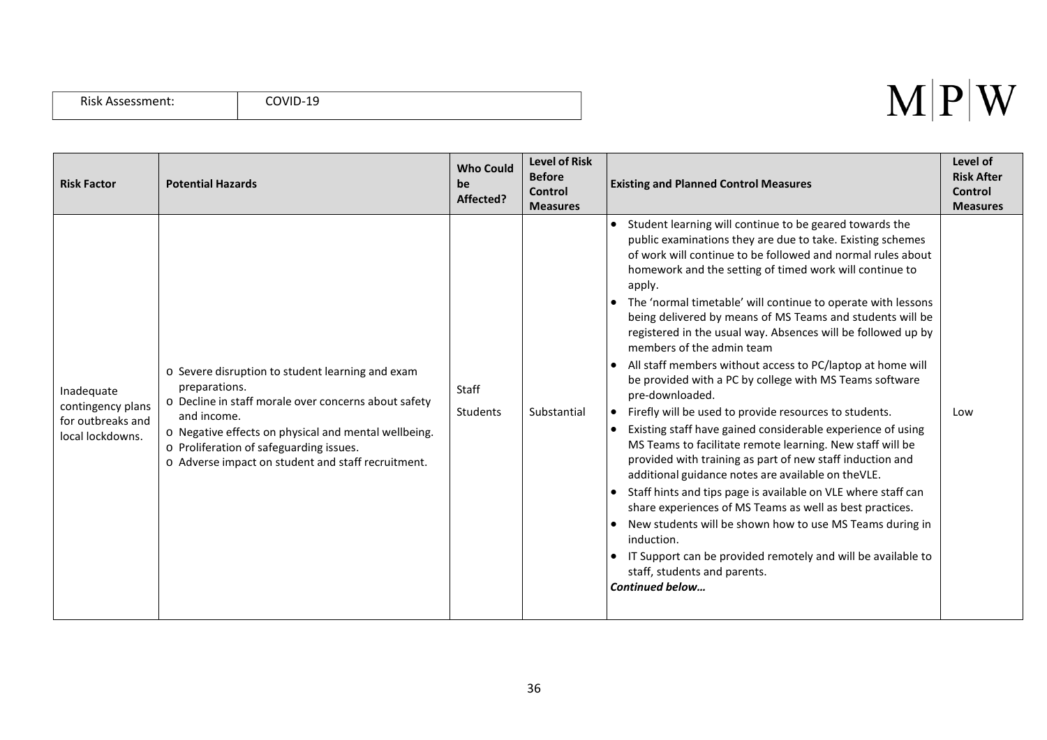| Risk Assessment: | COVID-19 |
|---|---|

| Risk Factor | Potential Hazards | Who Could be Affected? | Level of Risk Before Control Measures | Existing and Planned Control Measures | Level of Risk After Control Measures |
|---|---|---|---|---|---|
| Inadequate contingency plans for outbreaks and local lockdowns. | o Severe disruption to student learning and exam preparations.<br>o Decline in staff morale over concerns about safety and income.<br>o Negative effects on physical and mental wellbeing.<br>o Proliferation of safeguarding issues.<br>o Adverse impact on student and staff recruitment. | Staff<br>Students | Substantial | • Student learning will continue to be geared towards the public examinations they are due to take. Existing schemes of work will continue to be followed and normal rules about homework and the setting of timed work will continue to apply.<br>• The 'normal timetable' will continue to operate with lessons being delivered by means of MS Teams and students will be registered in the usual way. Absences will be followed up by members of the admin team<br>• All staff members without access to PC/laptop at home will be provided with a PC by college with MS Teams software pre-downloaded.<br>• Firefly will be used to provide resources to students.<br>• Existing staff have gained considerable experience of using MS Teams to facilitate remote learning. New staff will be provided with training as part of new staff induction and additional guidance notes are available on theVLE.<br>• Staff hints and tips page is available on VLE where staff can share experiences of MS Teams as well as best practices.<br>• New students will be shown how to use MS Teams during in induction.<br>• IT Support can be provided remotely and will be available to staff, students and parents.<br>***Continued below…*** | Low |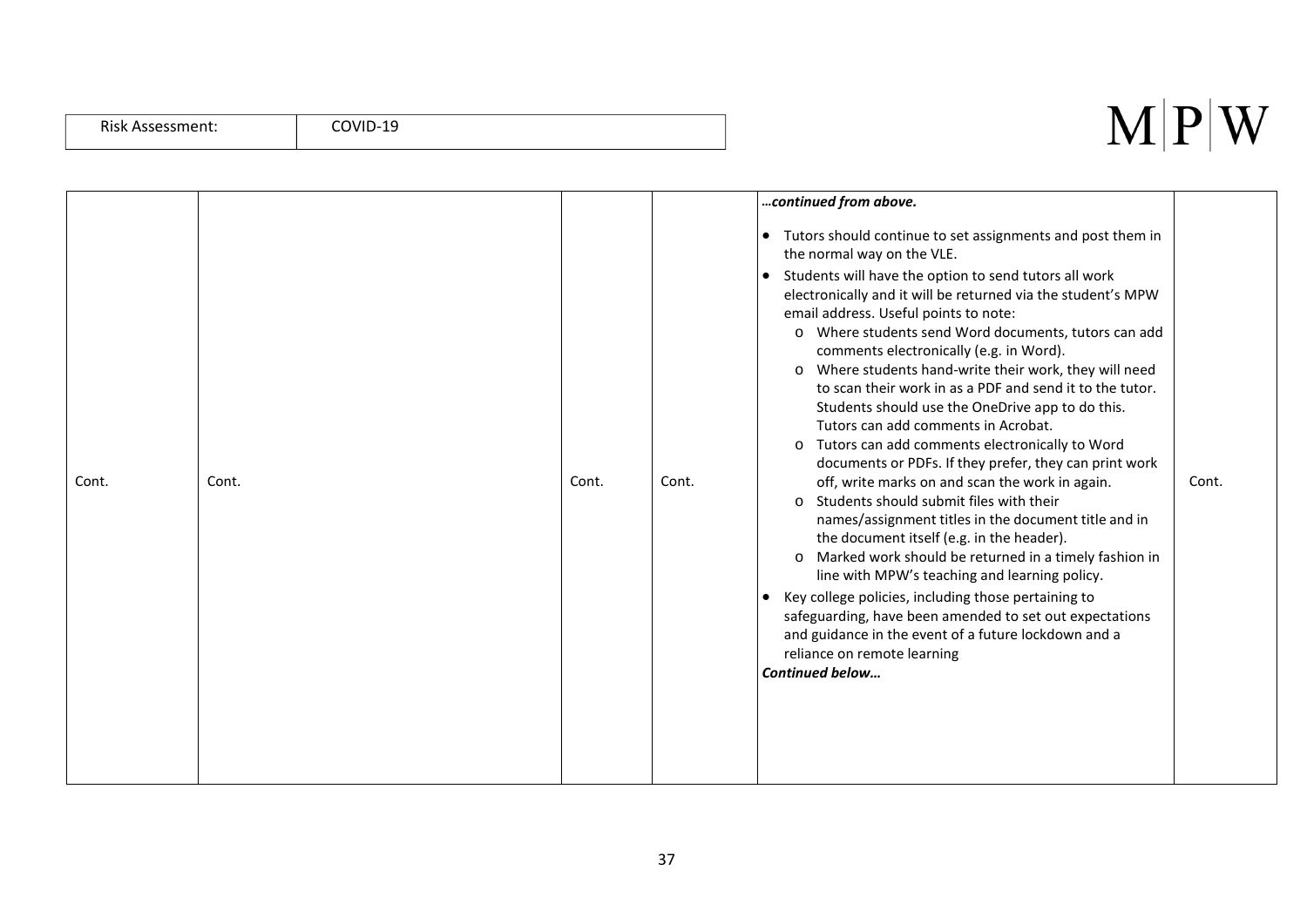| Risk Assessment: | COVID-19 |
|---|---|

| | | | | | |
|---|---|---|---|---|---|
| Cont. | Cont. | Cont. | Cont. | ***…continued from above.***<br><br>• Tutors should continue to set assignments and post them in the normal way on the VLE.<br>• Students will have the option to send tutors all work electronically and it will be returned via the student's MPW email address. Useful points to note:<br>&nbsp;&nbsp;&nbsp;&nbsp;o Where students send Word documents, tutors can add comments electronically (e.g. in Word).<br>&nbsp;&nbsp;&nbsp;&nbsp;o Where students hand-write their work, they will need to scan their work in as a PDF and send it to the tutor. Students should use the OneDrive app to do this. Tutors can add comments in Acrobat.<br>&nbsp;&nbsp;&nbsp;&nbsp;o Tutors can add comments electronically to Word documents or PDFs. If they prefer, they can print work off, write marks on and scan the work in again.<br>&nbsp;&nbsp;&nbsp;&nbsp;o Students should submit files with their names/assignment titles in the document title and in the document itself (e.g. in the header).<br>&nbsp;&nbsp;&nbsp;&nbsp;o Marked work should be returned in a timely fashion in line with MPW's teaching and learning policy.<br>• Key college policies, including those pertaining to safeguarding, have been amended to set out expectations and guidance in the event of a future lockdown and a reliance on remote learning<br>***Continued below…*** | Cont. |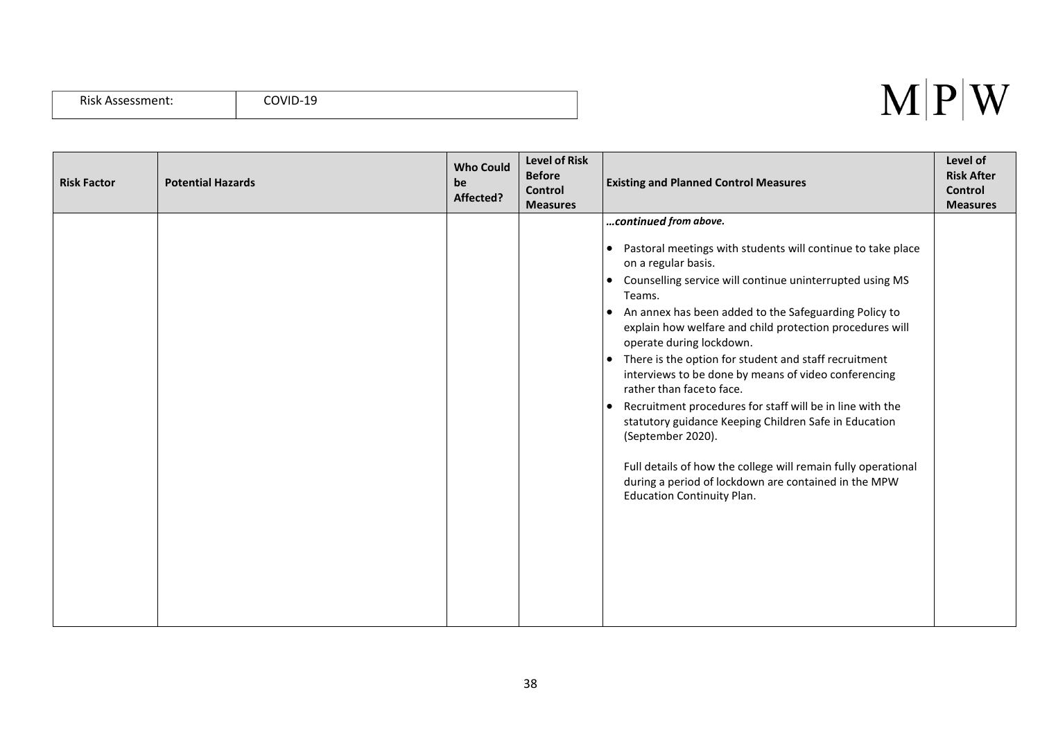| Risk Assessment: | COVID-19 |
|---|---|

| Risk Factor | Potential Hazards | Who Could be Affected? | Level of Risk Before Control Measures | Existing and Planned Control Measures | Level of Risk After Control Measures |
|---|---|---|---|---|---|
| | | | | ***…continued from above.*** <br><br> • Pastoral meetings with students will continue to take place on a regular basis. <br> • Counselling service will continue uninterrupted using MS Teams. <br> • An annex has been added to the Safeguarding Policy to explain how welfare and child protection procedures will operate during lockdown. <br> • There is the option for student and staff recruitment interviews to be done by means of video conferencing rather than faceto face. <br> • Recruitment procedures for staff will be in line with the statutory guidance Keeping Children Safe in Education (September 2020). <br><br> Full details of how the college will remain fully operational during a period of lockdown are contained in the MPW Education Continuity Plan. | |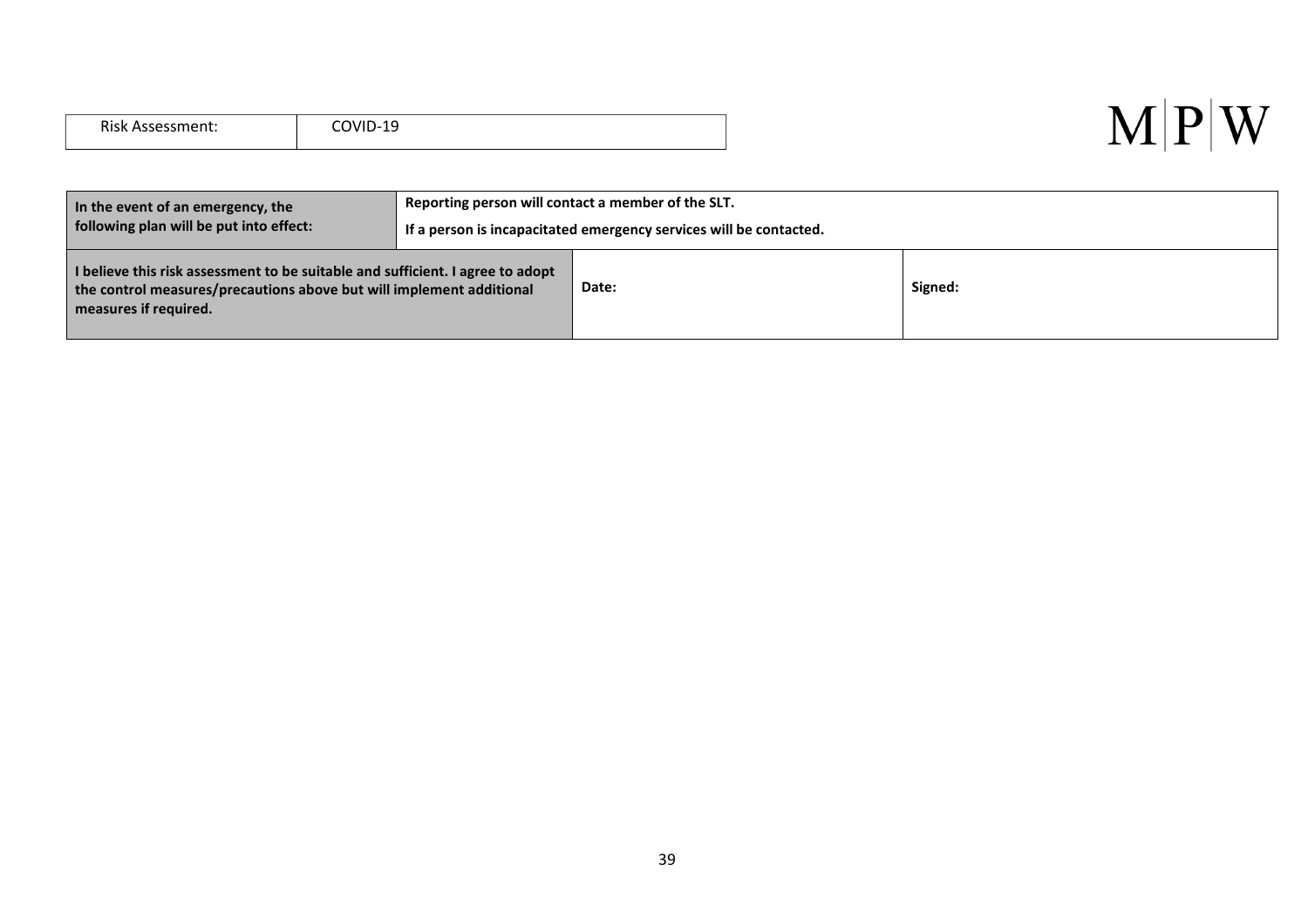| Risk Assessment: | COVID-19 |
|---|---|

M|P|W

| | | |
|---|---|---|
| **In the event of an emergency, the following plan will be put into effect:** | **Reporting person will contact a member of the SLT.**<br>**If a person is incapacitated emergency services will be contacted.** | |
| **I believe this risk assessment to be suitable and sufficient. I agree to adopt the control measures/precautions above but will implement additional measures if required.** | **Date:** | **Signed:** |